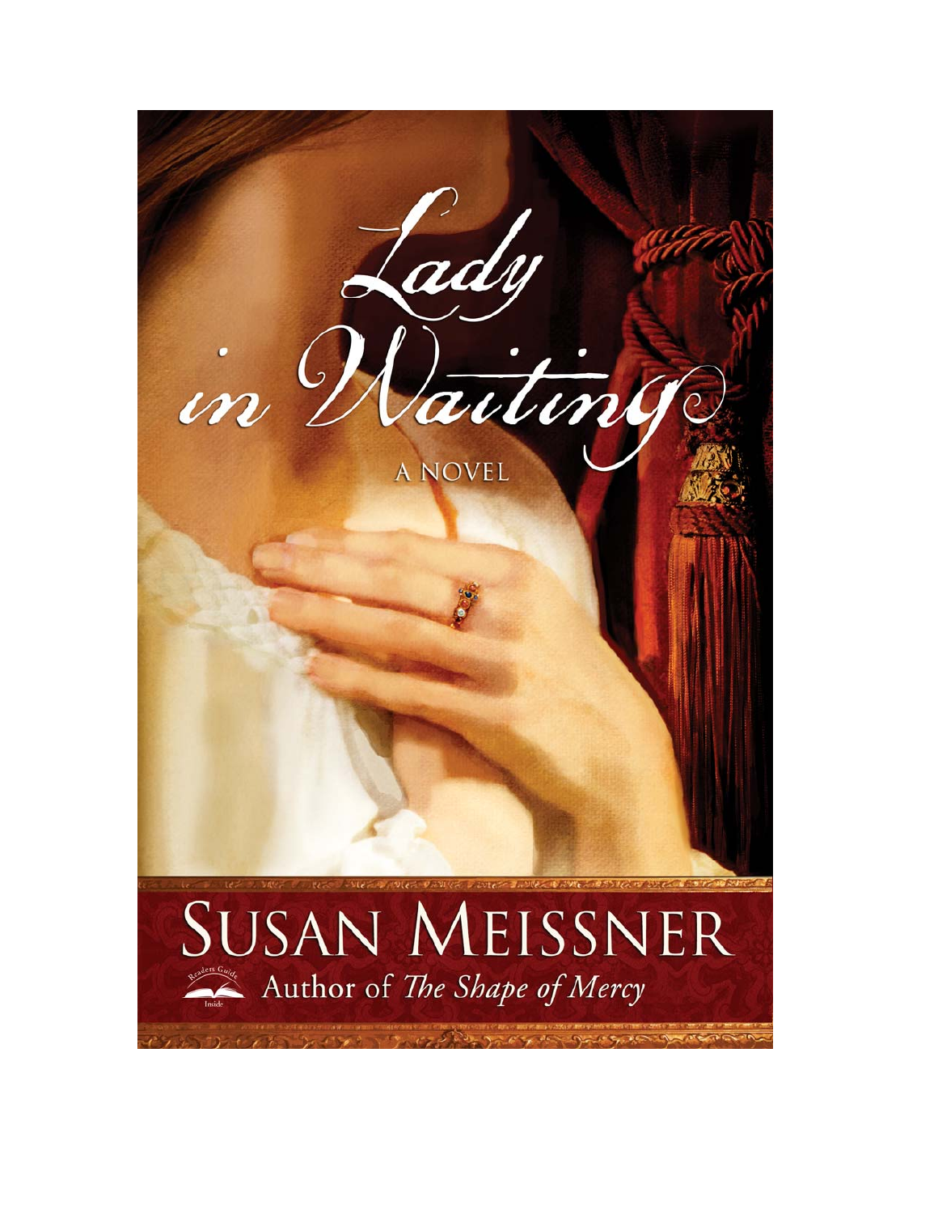# Lady in Waiting

A NOVEL

SUSAN MEISSNER

Author of *The Shape of Mercy*

Readers Guide Inside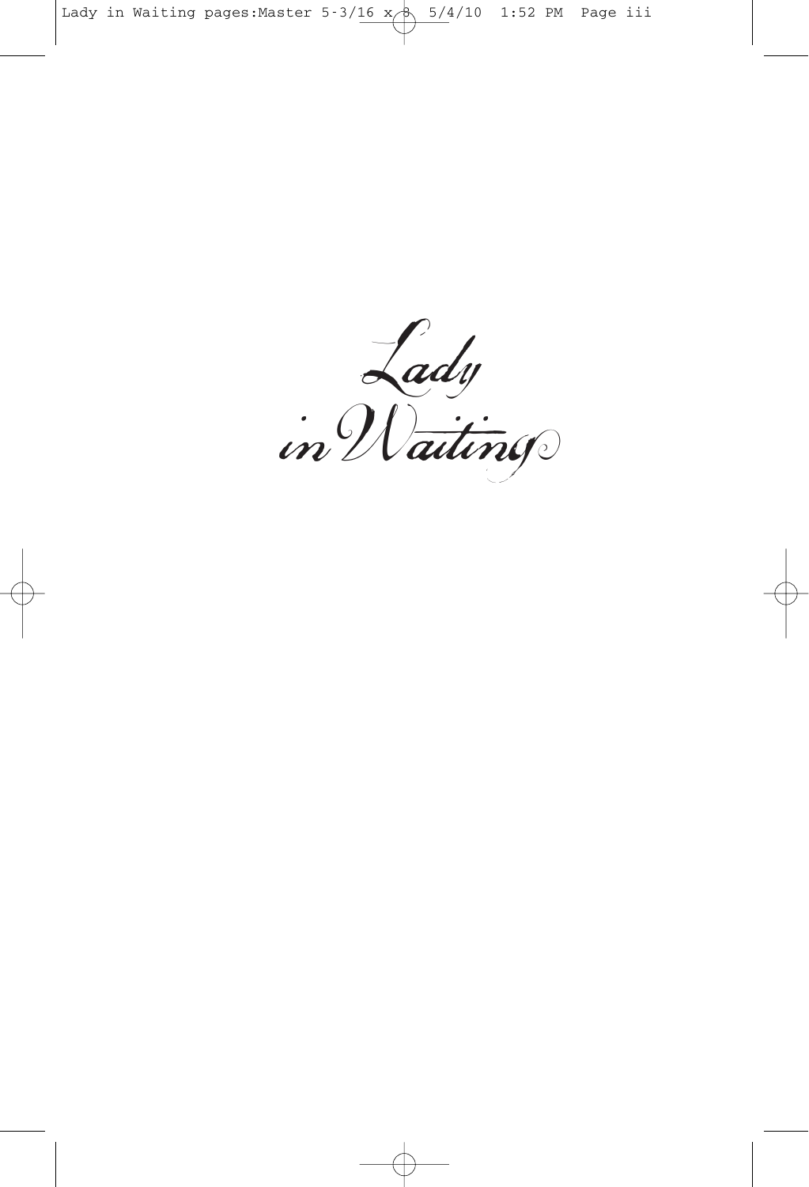# Lady in Waiting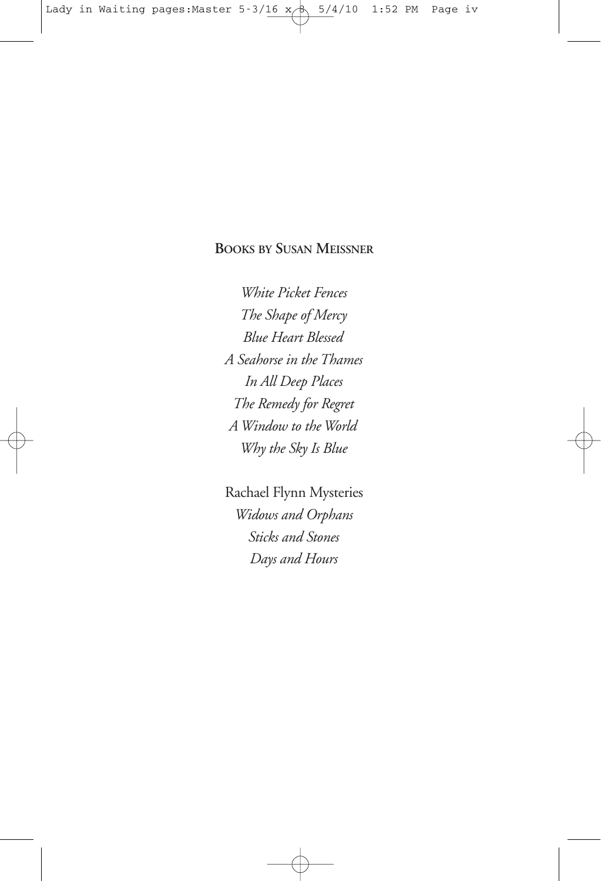## Books by Susan Meissner

*White Picket Fences*
*The Shape of Mercy*
*Blue Heart Blessed*
*A Seahorse in the Thames*
*In All Deep Places*
*The Remedy for Regret*
*A Window to the World*
*Why the Sky Is Blue*

Rachael Flynn Mysteries
*Widows and Orphans*
*Sticks and Stones*
*Days and Hours*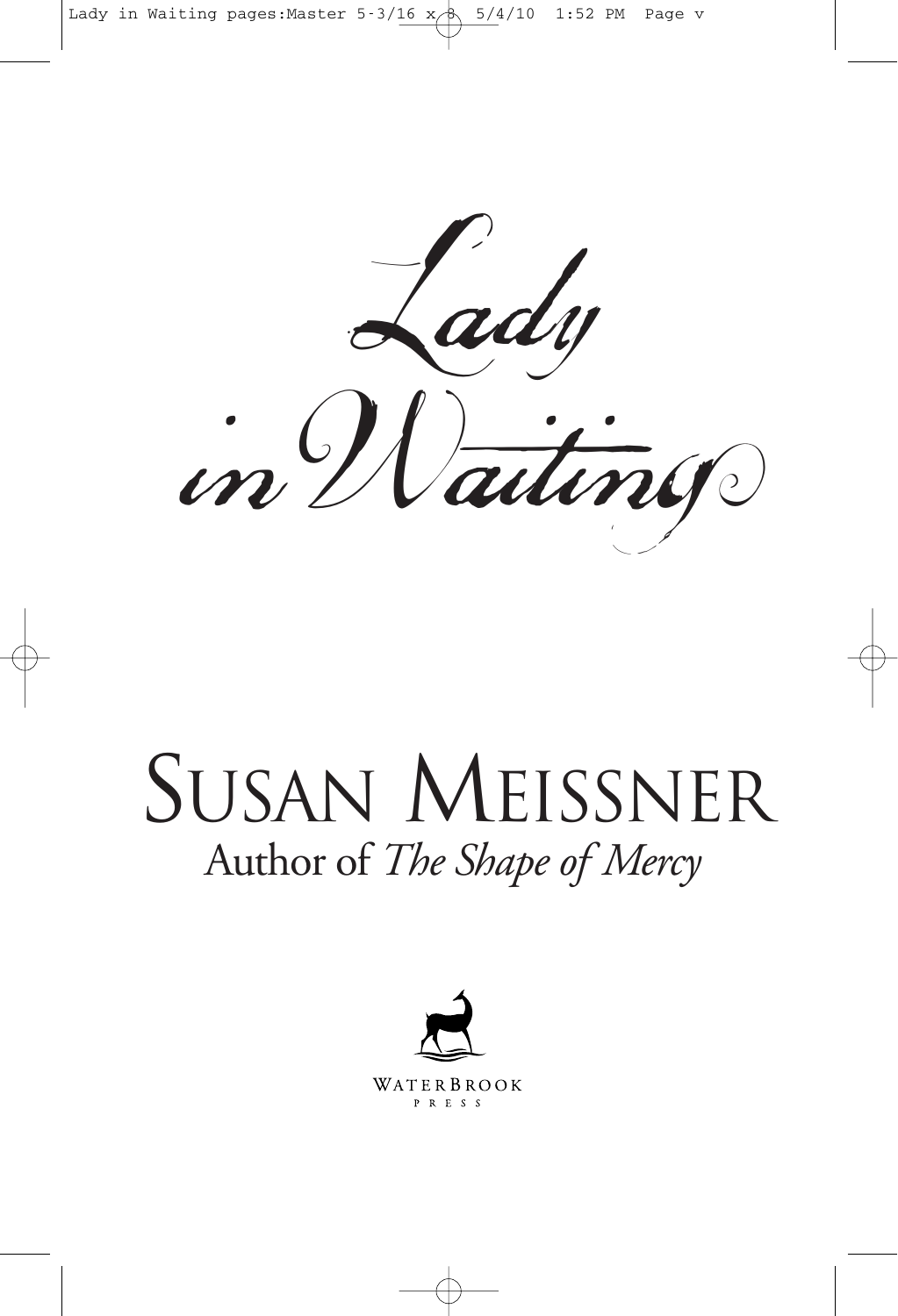# Lady in Waiting

## Susan Meissner

Author of *The Shape of Mercy*

WaterBrook
Press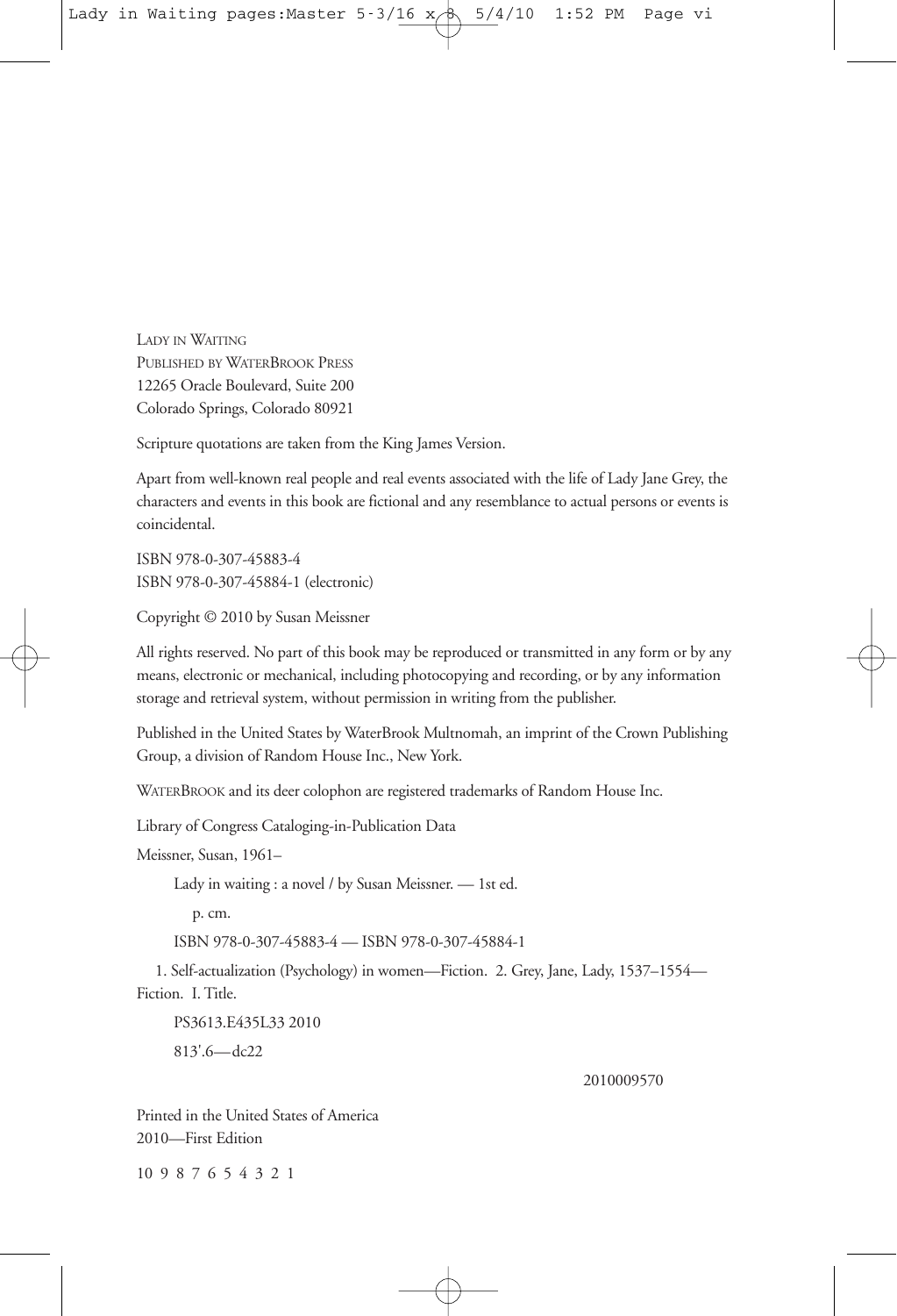LADY IN WAITING
PUBLISHED BY WATERBROOK PRESS
12265 Oracle Boulevard, Suite 200
Colorado Springs, Colorado 80921

Scripture quotations are taken from the King James Version.

Apart from well-known real people and real events associated with the life of Lady Jane Grey, the characters and events in this book are fictional and any resemblance to actual persons or events is coincidental.

ISBN 978-0-307-45883-4
ISBN 978-0-307-45884-1 (electronic)

Copyright © 2010 by Susan Meissner

All rights reserved. No part of this book may be reproduced or transmitted in any form or by any means, electronic or mechanical, including photocopying and recording, or by any information storage and retrieval system, without permission in writing from the publisher.

Published in the United States by WaterBrook Multnomah, an imprint of the Crown Publishing Group, a division of Random House Inc., New York.

WATERBROOK and its deer colophon are registered trademarks of Random House Inc.

Library of Congress Cataloging-in-Publication Data

Meissner, Susan, 1961–

Lady in waiting : a novel / by Susan Meissner. — 1st ed.

p. cm.

ISBN 978-0-307-45883-4 — ISBN 978-0-307-45884-1

1. Self-actualization (Psychology) in women—Fiction. 2. Grey, Jane, Lady, 1537–1554—Fiction. I. Title.

PS3613.E435L33 2010

813'.6—dc22

2010009570

Printed in the United States of America
2010—First Edition

10 9 8 7 6 5 4 3 2 1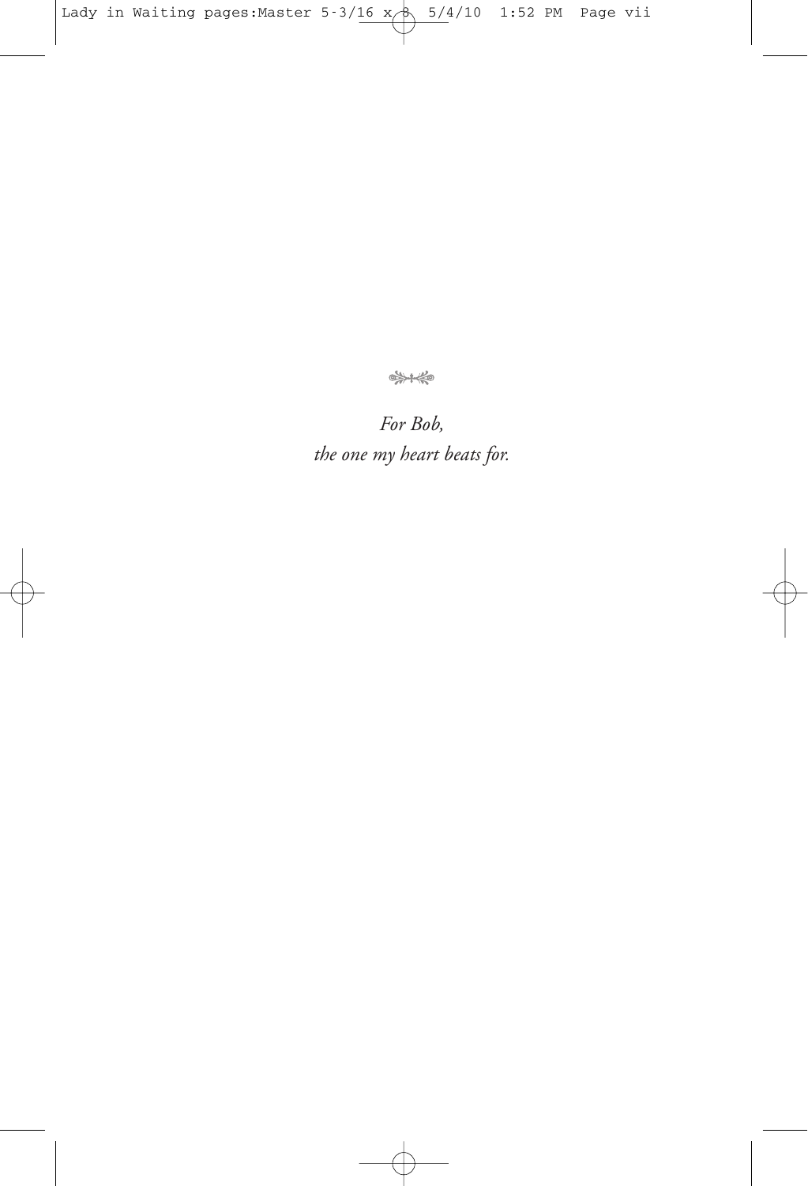*For Bob,*
*the one my heart beats for.*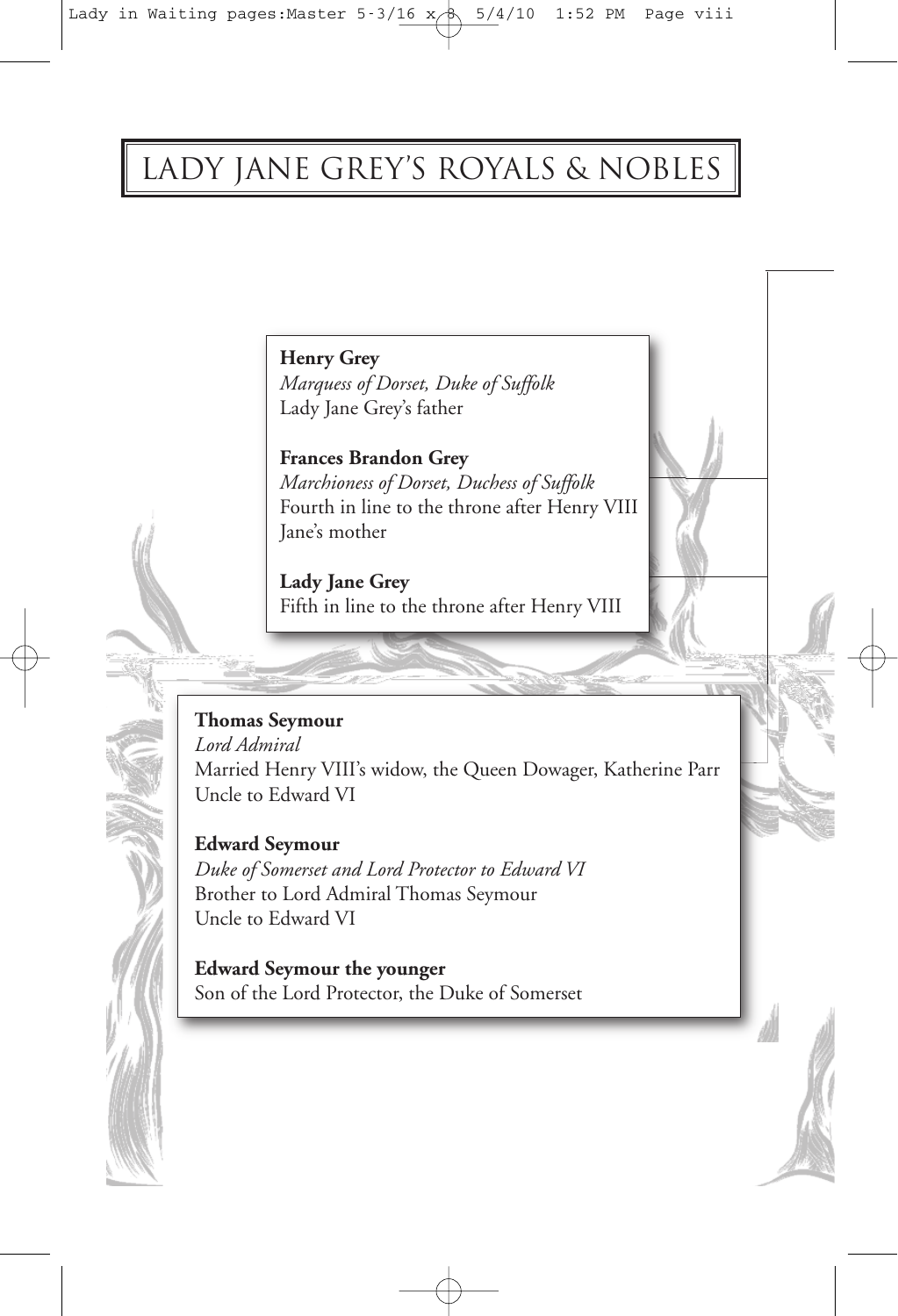# LADY JANE GREY'S ROYALS & NOBLES

**Henry Grey**
*Marquess of Dorset, Duke of Suffolk*
Lady Jane Grey's father

**Frances Brandon Grey**
*Marchioness of Dorset, Duchess of Suffolk*
Fourth in line to the throne after Henry VIII
Jane's mother

**Lady Jane Grey**
Fifth in line to the throne after Henry VIII

**Thomas Seymour**
*Lord Admiral*
Married Henry VIII's widow, the Queen Dowager, Katherine Parr
Uncle to Edward VI

**Edward Seymour**
*Duke of Somerset and Lord Protector to Edward VI*
Brother to Lord Admiral Thomas Seymour
Uncle to Edward VI

**Edward Seymour the younger**
Son of the Lord Protector, the Duke of Somerset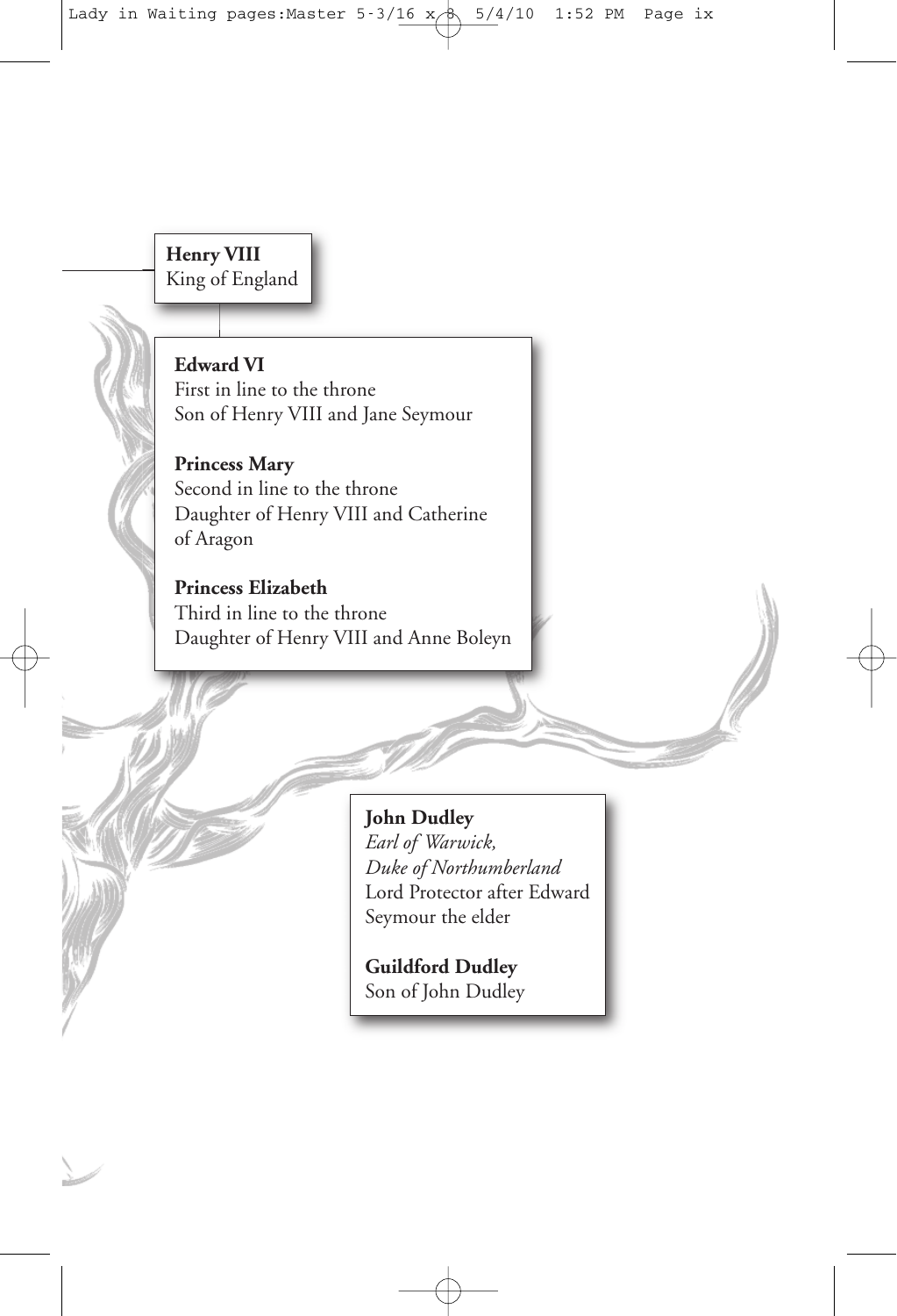**Henry VIII**
King of England

**Edward VI**
First in line to the throne
Son of Henry VIII and Jane Seymour

**Princess Mary**
Second in line to the throne
Daughter of Henry VIII and Catherine of Aragon

**Princess Elizabeth**
Third in line to the throne
Daughter of Henry VIII and Anne Boleyn

**John Dudley**
*Earl of Warwick,*
*Duke of Northumberland*
Lord Protector after Edward Seymour the elder

**Guildford Dudley**
Son of John Dudley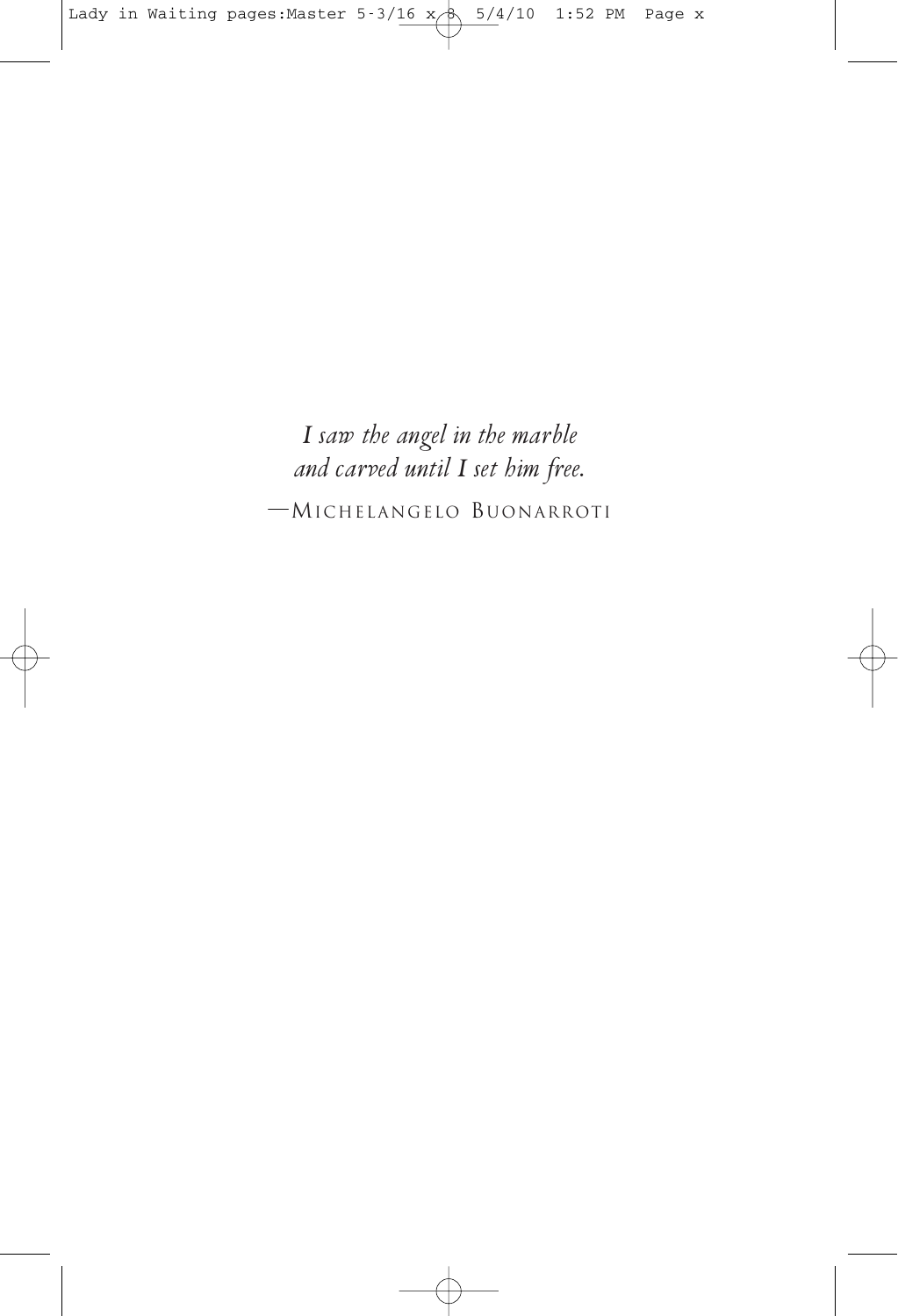*I saw the angel in the marble*
*and carved until I set him free.*

—Michelangelo Buonarroti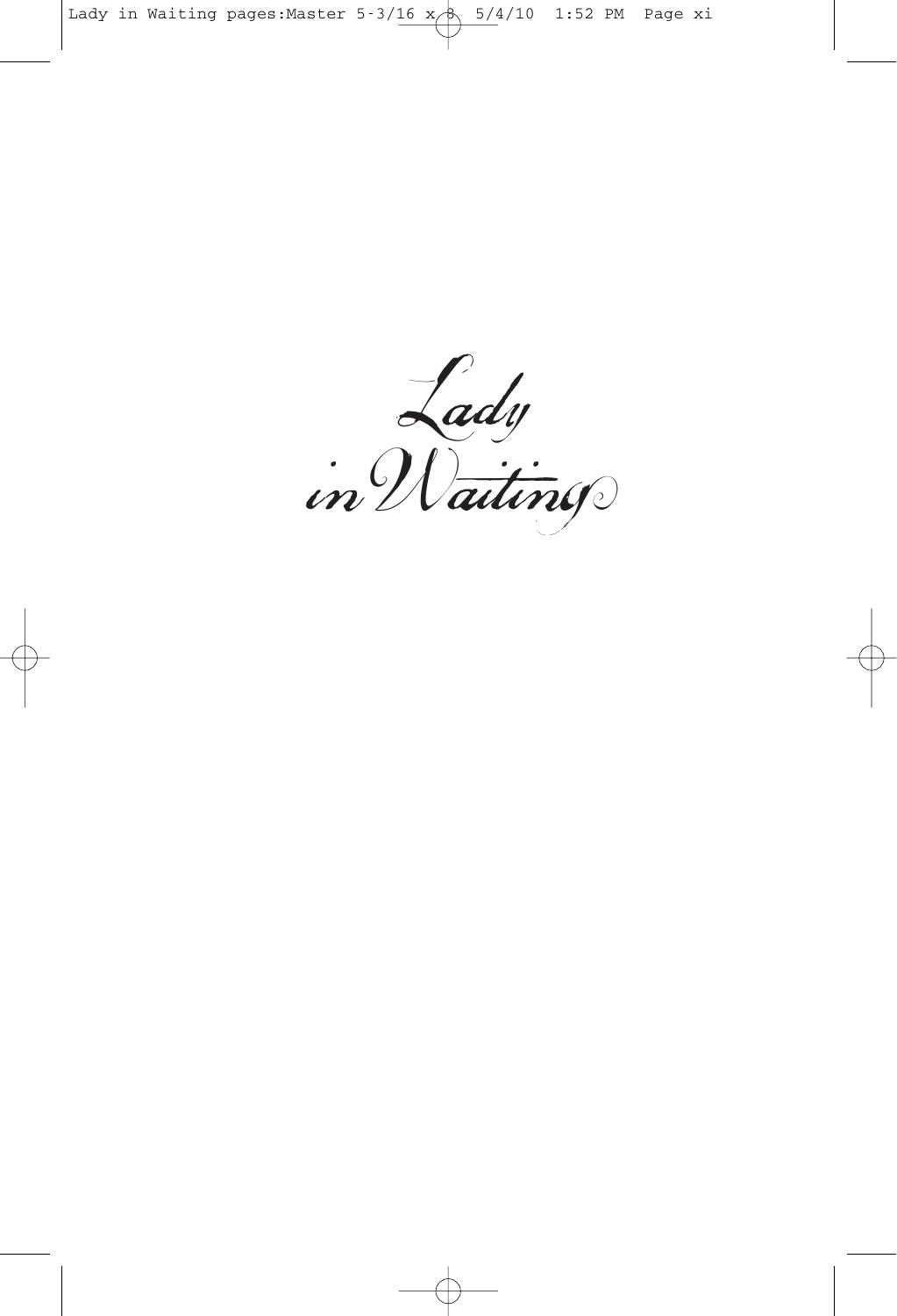# Lady in Waiting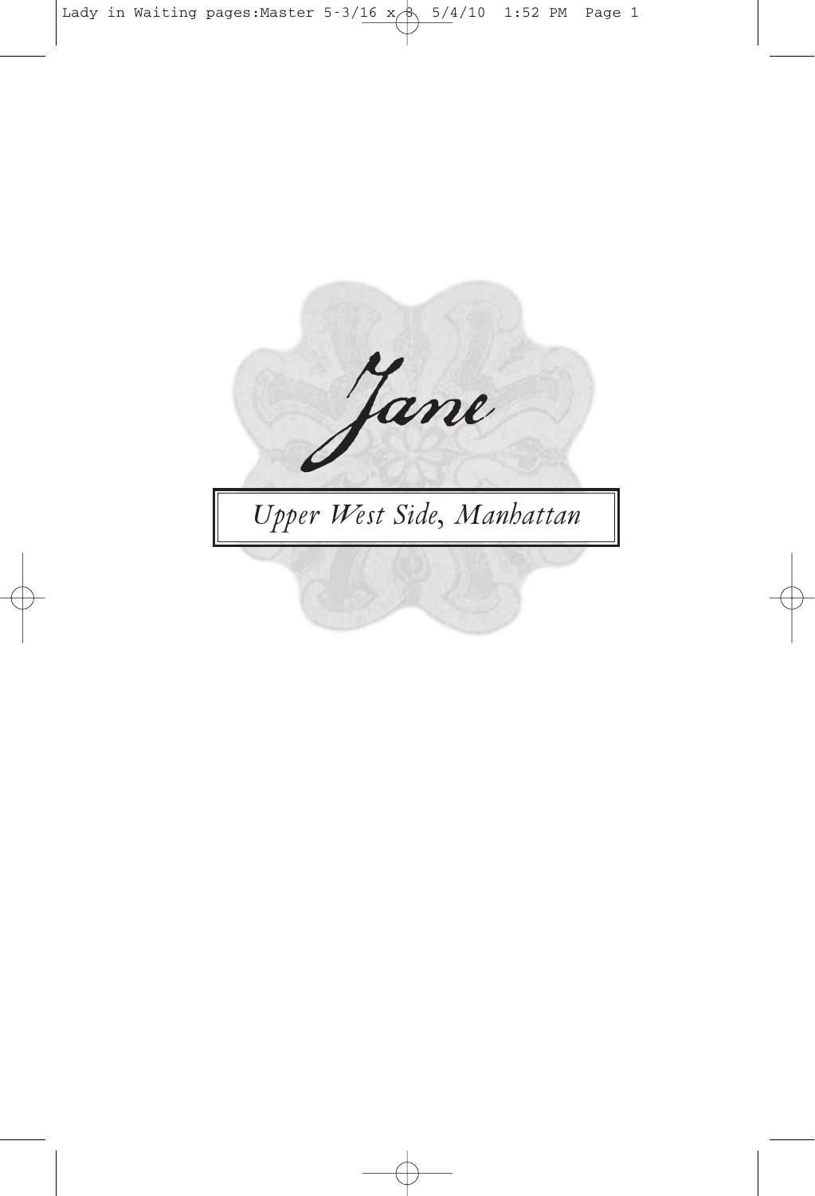# Jane

*Upper West Side, Manhattan*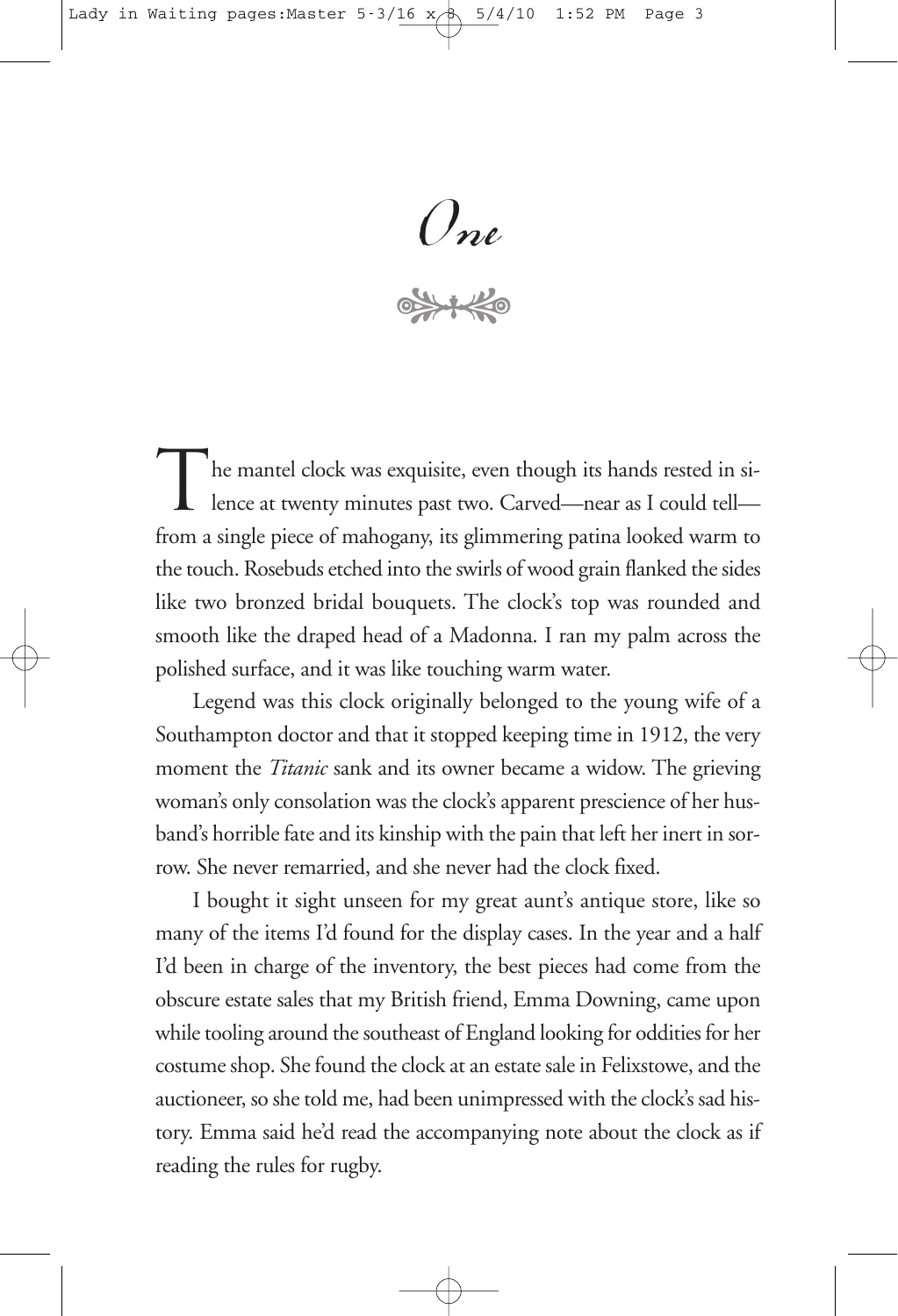# One

The mantel clock was exquisite, even though its hands rested in silence at twenty minutes past two. Carved—near as I could tell—from a single piece of mahogany, its glimmering patina looked warm to the touch. Rosebuds etched into the swirls of wood grain flanked the sides like two bronzed bridal bouquets. The clock's top was rounded and smooth like the draped head of a Madonna. I ran my palm across the polished surface, and it was like touching warm water.

Legend was this clock originally belonged to the young wife of a Southampton doctor and that it stopped keeping time in 1912, the very moment the *Titanic* sank and its owner became a widow. The grieving woman's only consolation was the clock's apparent prescience of her husband's horrible fate and its kinship with the pain that left her inert in sorrow. She never remarried, and she never had the clock fixed.

I bought it sight unseen for my great aunt's antique store, like so many of the items I'd found for the display cases. In the year and a half I'd been in charge of the inventory, the best pieces had come from the obscure estate sales that my British friend, Emma Downing, came upon while tooling around the southeast of England looking for oddities for her costume shop. She found the clock at an estate sale in Felixstowe, and the auctioneer, so she told me, had been unimpressed with the clock's sad history. Emma said he'd read the accompanying note about the clock as if reading the rules for rugby.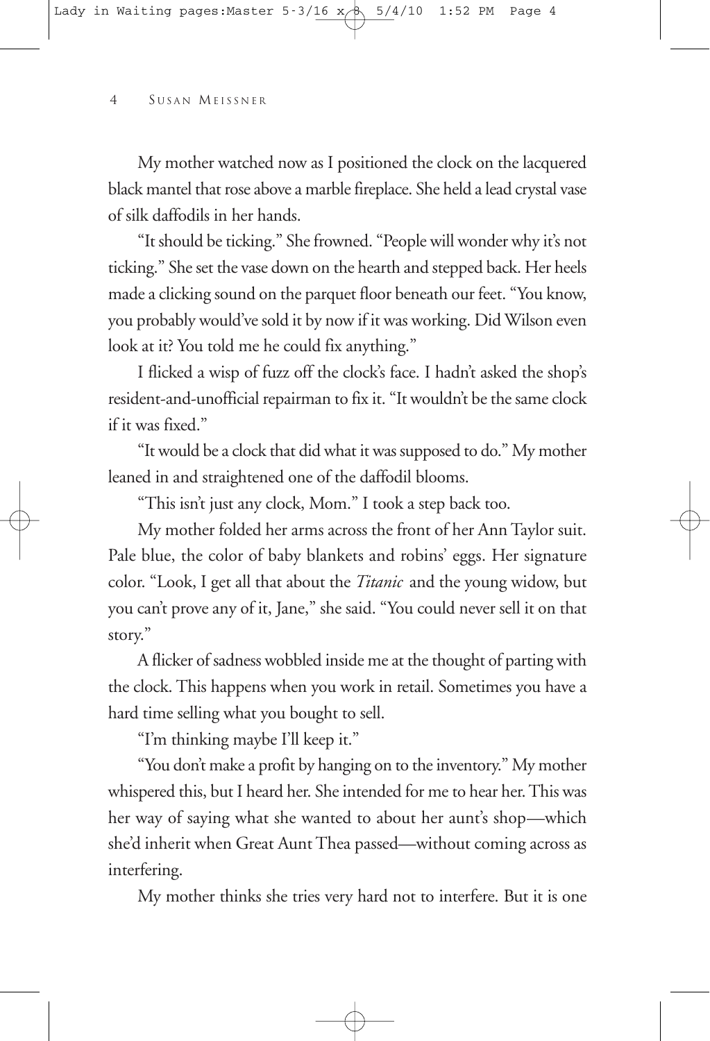My mother watched now as I positioned the clock on the lacquered black mantel that rose above a marble fireplace. She held a lead crystal vase of silk daffodils in her hands.

"It should be ticking." She frowned. "People will wonder why it's not ticking." She set the vase down on the hearth and stepped back. Her heels made a clicking sound on the parquet floor beneath our feet. "You know, you probably would've sold it by now if it was working. Did Wilson even look at it? You told me he could fix anything."

I flicked a wisp of fuzz off the clock's face. I hadn't asked the shop's resident-and-unofficial repairman to fix it. "It wouldn't be the same clock if it was fixed."

"It would be a clock that did what it was supposed to do." My mother leaned in and straightened one of the daffodil blooms.

"This isn't just any clock, Mom." I took a step back too.

My mother folded her arms across the front of her Ann Taylor suit. Pale blue, the color of baby blankets and robins' eggs. Her signature color. "Look, I get all that about the *Titanic* and the young widow, but you can't prove any of it, Jane," she said. "You could never sell it on that story."

A flicker of sadness wobbled inside me at the thought of parting with the clock. This happens when you work in retail. Sometimes you have a hard time selling what you bought to sell.

"I'm thinking maybe I'll keep it."

"You don't make a profit by hanging on to the inventory." My mother whispered this, but I heard her. She intended for me to hear her. This was her way of saying what she wanted to about her aunt's shop—which she'd inherit when Great Aunt Thea passed—without coming across as interfering.

My mother thinks she tries very hard not to interfere. But it is one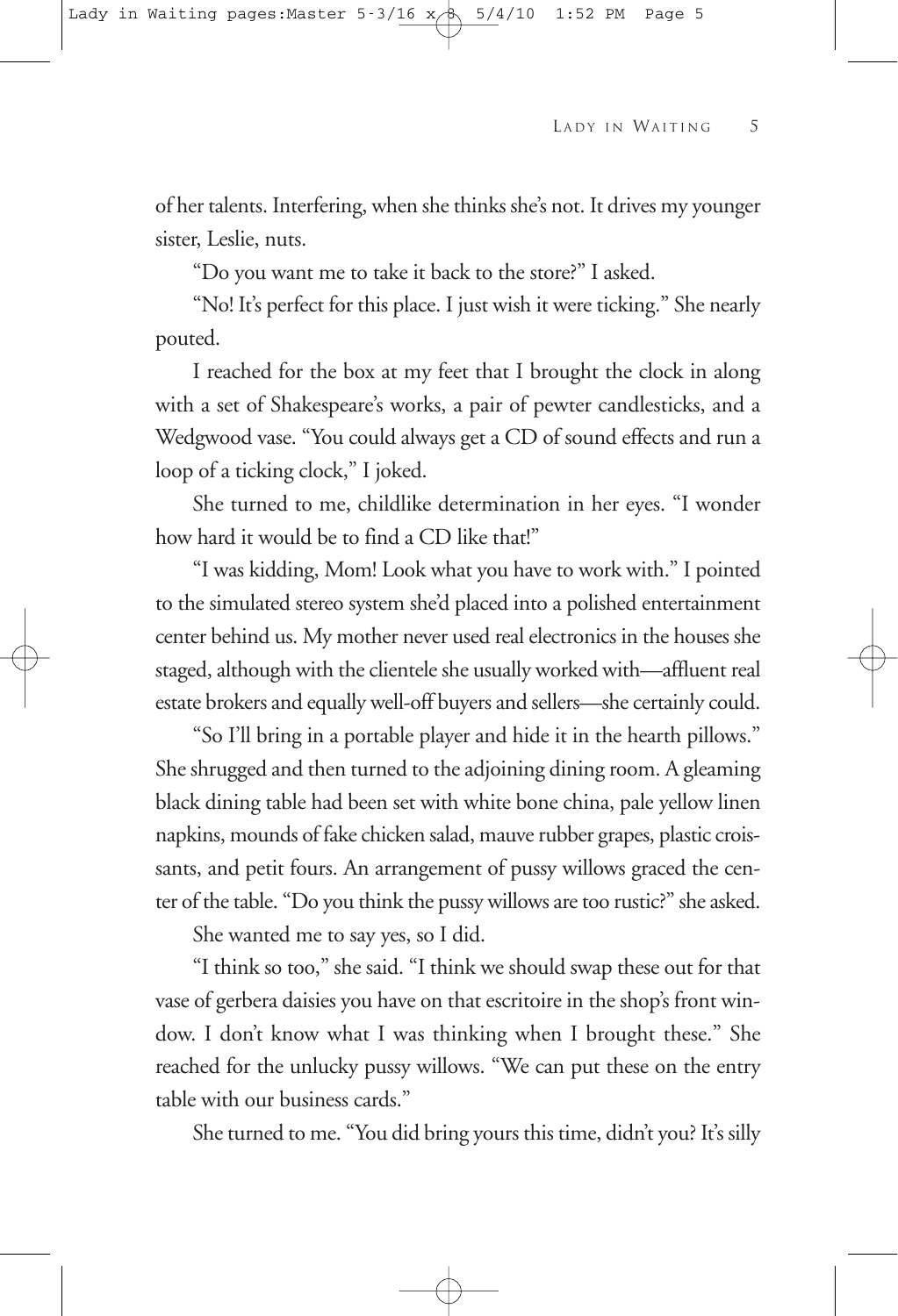of her talents. Interfering, when she thinks she's not. It drives my younger sister, Leslie, nuts.

"Do you want me to take it back to the store?" I asked.

"No! It's perfect for this place. I just wish it were ticking." She nearly pouted.

I reached for the box at my feet that I brought the clock in along with a set of Shakespeare's works, a pair of pewter candlesticks, and a Wedgwood vase. "You could always get a CD of sound effects and run a loop of a ticking clock," I joked.

She turned to me, childlike determination in her eyes. "I wonder how hard it would be to find a CD like that!"

"I was kidding, Mom! Look what you have to work with." I pointed to the simulated stereo system she'd placed into a polished entertainment center behind us. My mother never used real electronics in the houses she staged, although with the clientele she usually worked with—affluent real estate brokers and equally well-off buyers and sellers—she certainly could.

"So I'll bring in a portable player and hide it in the hearth pillows." She shrugged and then turned to the adjoining dining room. A gleaming black dining table had been set with white bone china, pale yellow linen napkins, mounds of fake chicken salad, mauve rubber grapes, plastic croissants, and petit fours. An arrangement of pussy willows graced the center of the table. "Do you think the pussy willows are too rustic?" she asked.

She wanted me to say yes, so I did.

"I think so too," she said. "I think we should swap these out for that vase of gerbera daisies you have on that escritoire in the shop's front window. I don't know what I was thinking when I brought these." She reached for the unlucky pussy willows. "We can put these on the entry table with our business cards."

She turned to me. "You did bring yours this time, didn't you? It's silly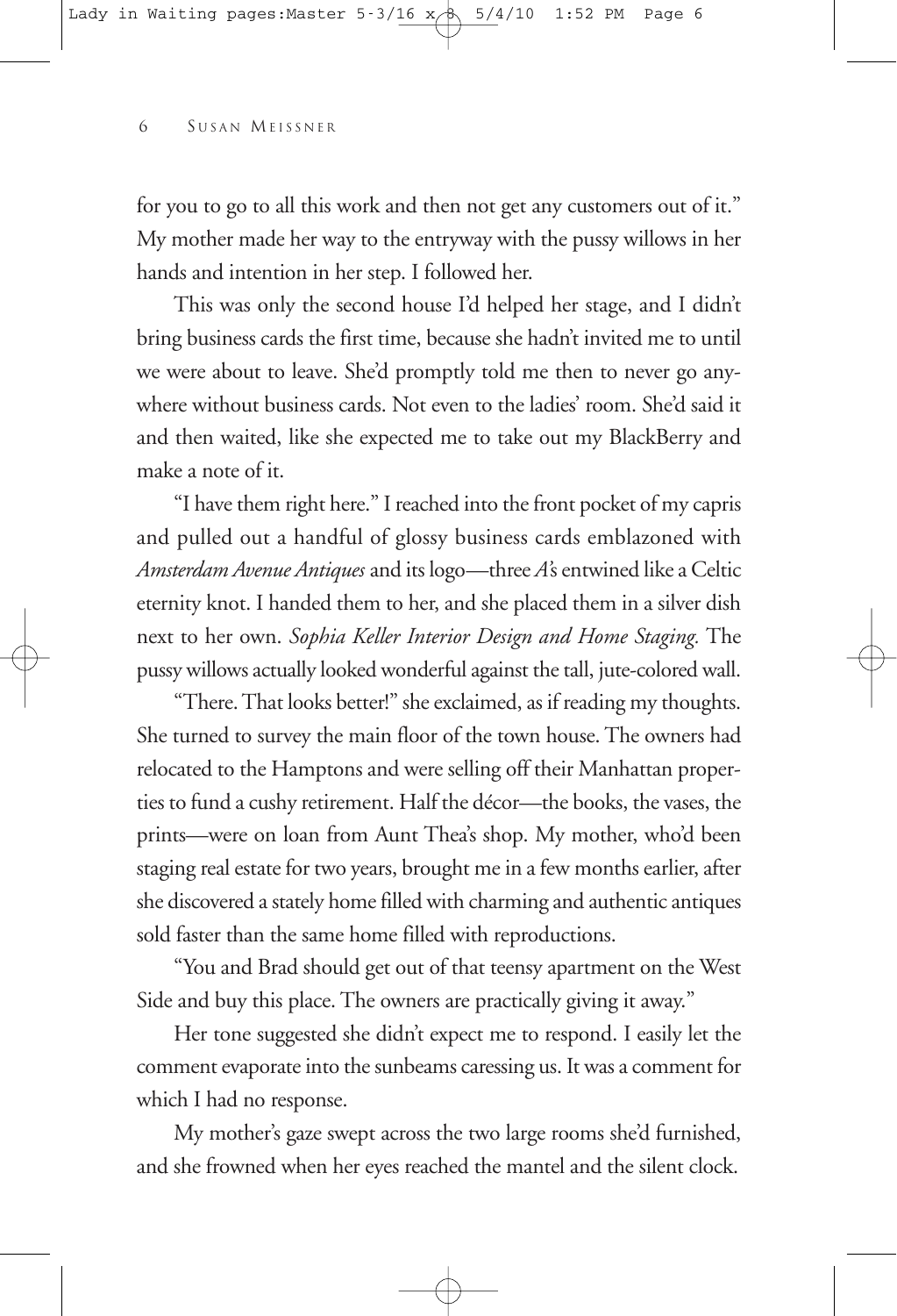for you to go to all this work and then not get any customers out of it." My mother made her way to the entryway with the pussy willows in her hands and intention in her step. I followed her.

This was only the second house I'd helped her stage, and I didn't bring business cards the first time, because she hadn't invited me to until we were about to leave. She'd promptly told me then to never go anywhere without business cards. Not even to the ladies' room. She'd said it and then waited, like she expected me to take out my BlackBerry and make a note of it.

"I have them right here." I reached into the front pocket of my capris and pulled out a handful of glossy business cards emblazoned with *Amsterdam Avenue Antiques* and its logo—three *A*'s entwined like a Celtic eternity knot. I handed them to her, and she placed them in a silver dish next to her own. *Sophia Keller Interior Design and Home Staging.* The pussy willows actually looked wonderful against the tall, jute-colored wall.

"There. That looks better!" she exclaimed, as if reading my thoughts. She turned to survey the main floor of the town house. The owners had relocated to the Hamptons and were selling off their Manhattan properties to fund a cushy retirement. Half the décor—the books, the vases, the prints—were on loan from Aunt Thea's shop. My mother, who'd been staging real estate for two years, brought me in a few months earlier, after she discovered a stately home filled with charming and authentic antiques sold faster than the same home filled with reproductions.

"You and Brad should get out of that teensy apartment on the West Side and buy this place. The owners are practically giving it away."

Her tone suggested she didn't expect me to respond. I easily let the comment evaporate into the sunbeams caressing us. It was a comment for which I had no response.

My mother's gaze swept across the two large rooms she'd furnished, and she frowned when her eyes reached the mantel and the silent clock.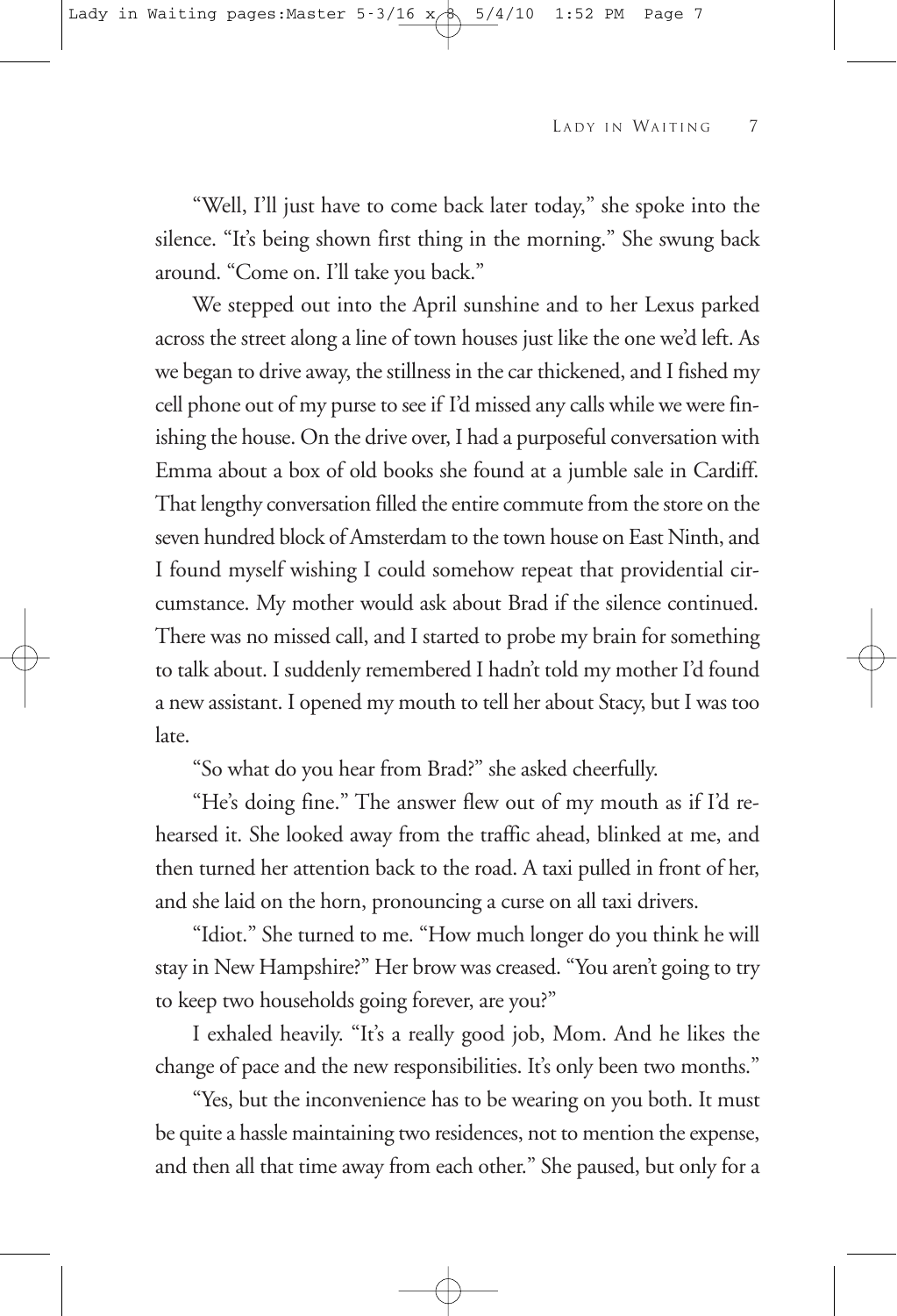"Well, I'll just have to come back later today," she spoke into the silence. "It's being shown first thing in the morning." She swung back around. "Come on. I'll take you back."

We stepped out into the April sunshine and to her Lexus parked across the street along a line of town houses just like the one we'd left. As we began to drive away, the stillness in the car thickened, and I fished my cell phone out of my purse to see if I'd missed any calls while we were finishing the house. On the drive over, I had a purposeful conversation with Emma about a box of old books she found at a jumble sale in Cardiff. That lengthy conversation filled the entire commute from the store on the seven hundred block of Amsterdam to the town house on East Ninth, and I found myself wishing I could somehow repeat that providential circumstance. My mother would ask about Brad if the silence continued. There was no missed call, and I started to probe my brain for something to talk about. I suddenly remembered I hadn't told my mother I'd found a new assistant. I opened my mouth to tell her about Stacy, but I was too late.

"So what do you hear from Brad?" she asked cheerfully.

"He's doing fine." The answer flew out of my mouth as if I'd rehearsed it. She looked away from the traffic ahead, blinked at me, and then turned her attention back to the road. A taxi pulled in front of her, and she laid on the horn, pronouncing a curse on all taxi drivers.

"Idiot." She turned to me. "How much longer do you think he will stay in New Hampshire?" Her brow was creased. "You aren't going to try to keep two households going forever, are you?"

I exhaled heavily. "It's a really good job, Mom. And he likes the change of pace and the new responsibilities. It's only been two months."

"Yes, but the inconvenience has to be wearing on you both. It must be quite a hassle maintaining two residences, not to mention the expense, and then all that time away from each other." She paused, but only for a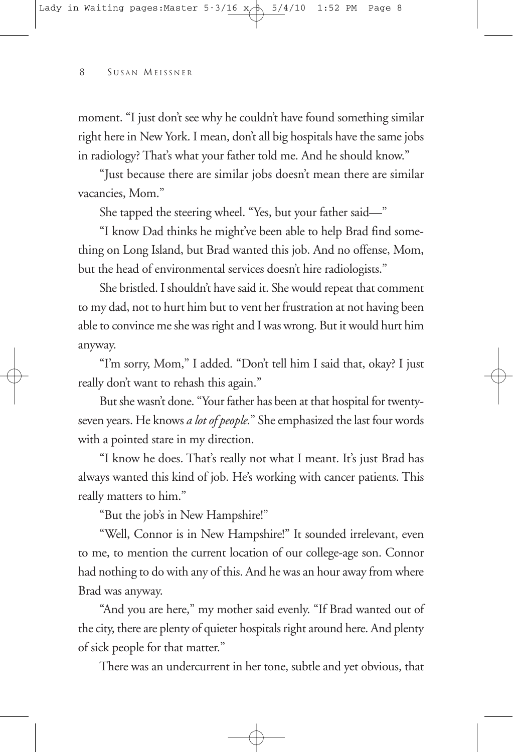moment. "I just don't see why he couldn't have found something similar right here in New York. I mean, don't all big hospitals have the same jobs in radiology? That's what your father told me. And he should know."

"Just because there are similar jobs doesn't mean there are similar vacancies, Mom."

She tapped the steering wheel. "Yes, but your father said—"

"I know Dad thinks he might've been able to help Brad find something on Long Island, but Brad wanted this job. And no offense, Mom, but the head of environmental services doesn't hire radiologists."

She bristled. I shouldn't have said it. She would repeat that comment to my dad, not to hurt him but to vent her frustration at not having been able to convince me she was right and I was wrong. But it would hurt him anyway.

"I'm sorry, Mom," I added. "Don't tell him I said that, okay? I just really don't want to rehash this again."

But she wasn't done. "Your father has been at that hospital for twenty-seven years. He knows *a lot of people.*" She emphasized the last four words with a pointed stare in my direction.

"I know he does. That's really not what I meant. It's just Brad has always wanted this kind of job. He's working with cancer patients. This really matters to him."

"But the job's in New Hampshire!"

"Well, Connor is in New Hampshire!" It sounded irrelevant, even to me, to mention the current location of our college-age son. Connor had nothing to do with any of this. And he was an hour away from where Brad was anyway.

"And you are here," my mother said evenly. "If Brad wanted out of the city, there are plenty of quieter hospitals right around here. And plenty of sick people for that matter."

There was an undercurrent in her tone, subtle and yet obvious, that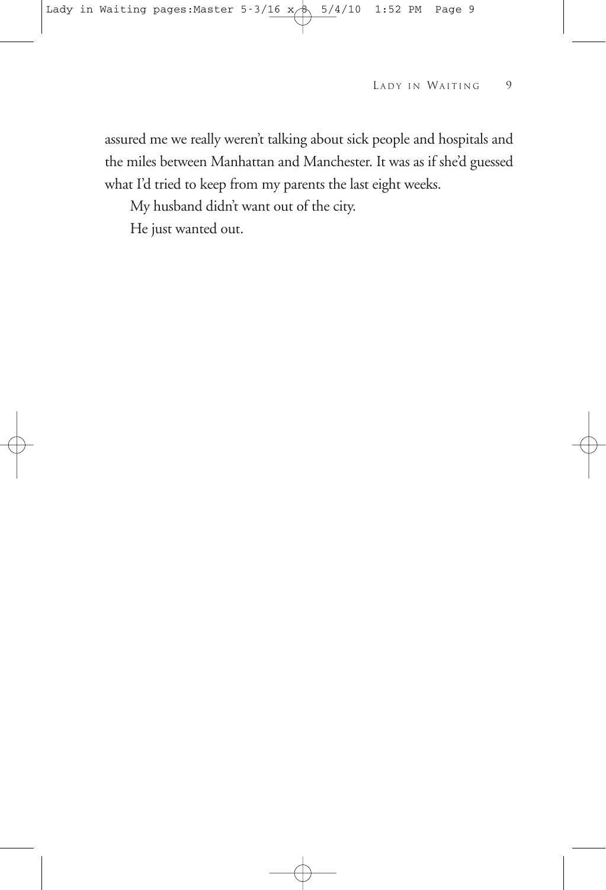assured me we really weren't talking about sick people and hospitals and the miles between Manhattan and Manchester. It was as if she'd guessed what I'd tried to keep from my parents the last eight weeks.

My husband didn't want out of the city.

He just wanted out.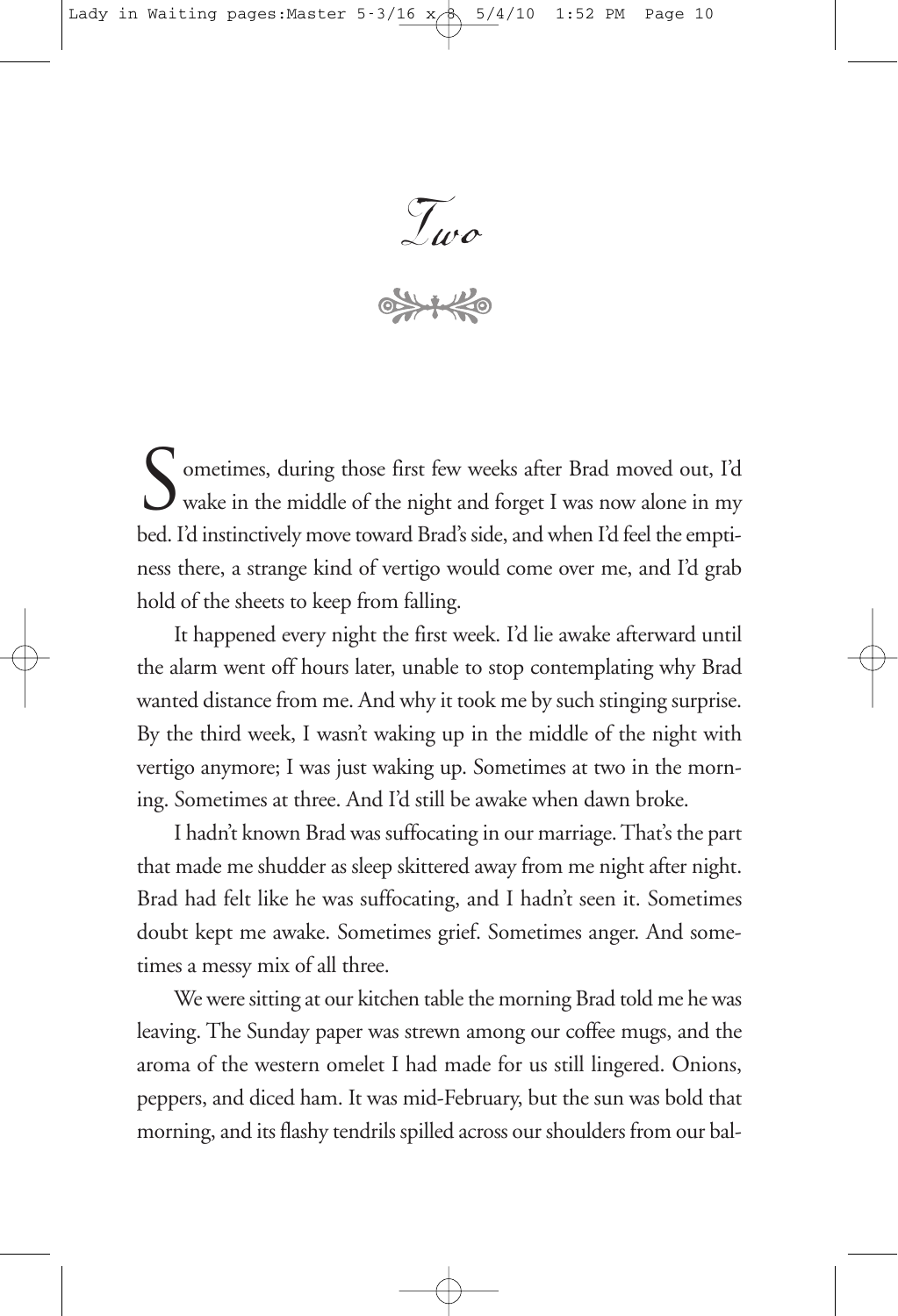# Two

Sometimes, during those first few weeks after Brad moved out, I'd wake in the middle of the night and forget I was now alone in my bed. I'd instinctively move toward Brad's side, and when I'd feel the emptiness there, a strange kind of vertigo would come over me, and I'd grab hold of the sheets to keep from falling.

It happened every night the first week. I'd lie awake afterward until the alarm went off hours later, unable to stop contemplating why Brad wanted distance from me. And why it took me by such stinging surprise. By the third week, I wasn't waking up in the middle of the night with vertigo anymore; I was just waking up. Sometimes at two in the morning. Sometimes at three. And I'd still be awake when dawn broke.

I hadn't known Brad was suffocating in our marriage. That's the part that made me shudder as sleep skittered away from me night after night. Brad had felt like he was suffocating, and I hadn't seen it. Sometimes doubt kept me awake. Sometimes grief. Sometimes anger. And sometimes a messy mix of all three.

We were sitting at our kitchen table the morning Brad told me he was leaving. The Sunday paper was strewn among our coffee mugs, and the aroma of the western omelet I had made for us still lingered. Onions, peppers, and diced ham. It was mid-February, but the sun was bold that morning, and its flashy tendrils spilled across our shoulders from our bal-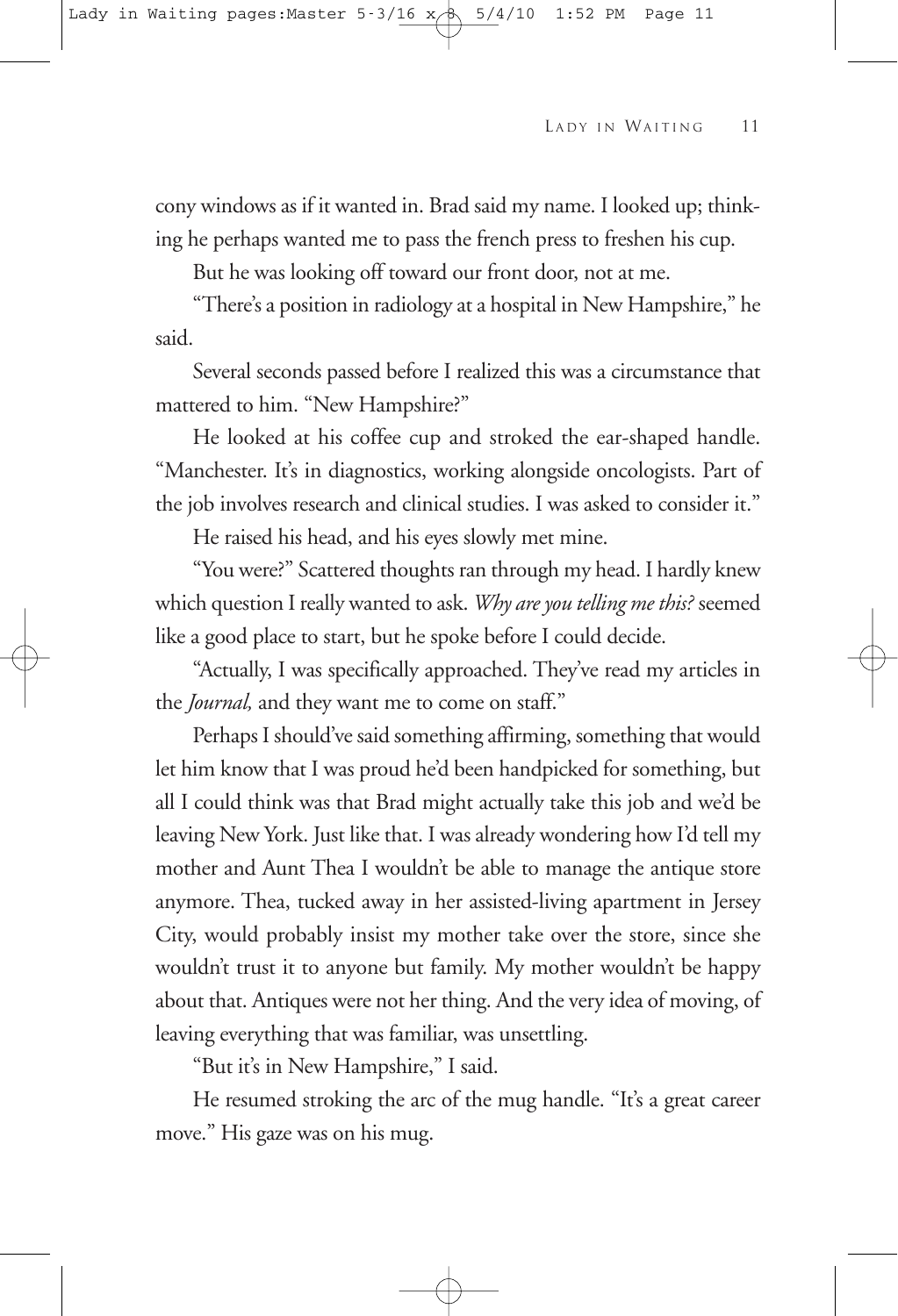cony windows as if it wanted in. Brad said my name. I looked up; thinking he perhaps wanted me to pass the french press to freshen his cup.

But he was looking off toward our front door, not at me.

"There's a position in radiology at a hospital in New Hampshire," he said.

Several seconds passed before I realized this was a circumstance that mattered to him. "New Hampshire?"

He looked at his coffee cup and stroked the ear-shaped handle. "Manchester. It's in diagnostics, working alongside oncologists. Part of the job involves research and clinical studies. I was asked to consider it."

He raised his head, and his eyes slowly met mine.

"You were?" Scattered thoughts ran through my head. I hardly knew which question I really wanted to ask. *Why are you telling me this?* seemed like a good place to start, but he spoke before I could decide.

"Actually, I was specifically approached. They've read my articles in the *Journal,* and they want me to come on staff."

Perhaps I should've said something affirming, something that would let him know that I was proud he'd been handpicked for something, but all I could think was that Brad might actually take this job and we'd be leaving New York. Just like that. I was already wondering how I'd tell my mother and Aunt Thea I wouldn't be able to manage the antique store anymore. Thea, tucked away in her assisted-living apartment in Jersey City, would probably insist my mother take over the store, since she wouldn't trust it to anyone but family. My mother wouldn't be happy about that. Antiques were not her thing. And the very idea of moving, of leaving everything that was familiar, was unsettling.

"But it's in New Hampshire," I said.

He resumed stroking the arc of the mug handle. "It's a great career move." His gaze was on his mug.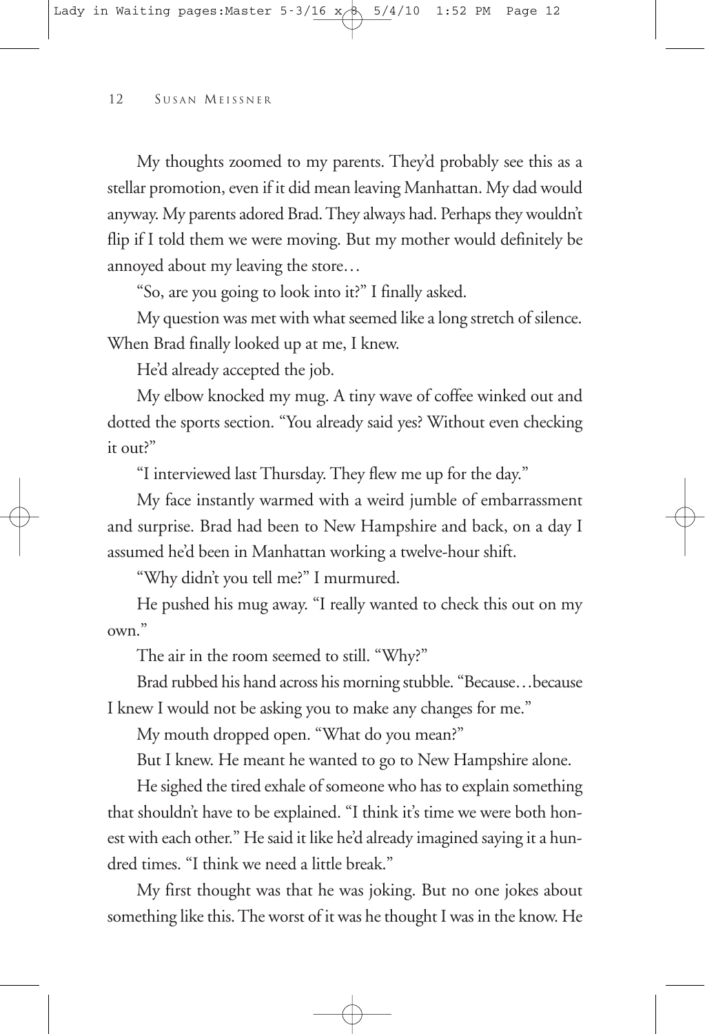My thoughts zoomed to my parents. They'd probably see this as a stellar promotion, even if it did mean leaving Manhattan. My dad would anyway. My parents adored Brad. They always had. Perhaps they wouldn't flip if I told them we were moving. But my mother would definitely be annoyed about my leaving the store…

"So, are you going to look into it?" I finally asked.

My question was met with what seemed like a long stretch of silence. When Brad finally looked up at me, I knew.

He'd already accepted the job.

My elbow knocked my mug. A tiny wave of coffee winked out and dotted the sports section. "You already said yes? Without even checking it out?"

"I interviewed last Thursday. They flew me up for the day."

My face instantly warmed with a weird jumble of embarrassment and surprise. Brad had been to New Hampshire and back, on a day I assumed he'd been in Manhattan working a twelve-hour shift.

"Why didn't you tell me?" I murmured.

He pushed his mug away. "I really wanted to check this out on my own."

The air in the room seemed to still. "Why?"

Brad rubbed his hand across his morning stubble. "Because…because I knew I would not be asking you to make any changes for me."

My mouth dropped open. "What do you mean?"

But I knew. He meant he wanted to go to New Hampshire alone.

He sighed the tired exhale of someone who has to explain something that shouldn't have to be explained. "I think it's time we were both honest with each other." He said it like he'd already imagined saying it a hundred times. "I think we need a little break."

My first thought was that he was joking. But no one jokes about something like this. The worst of it was he thought I was in the know. He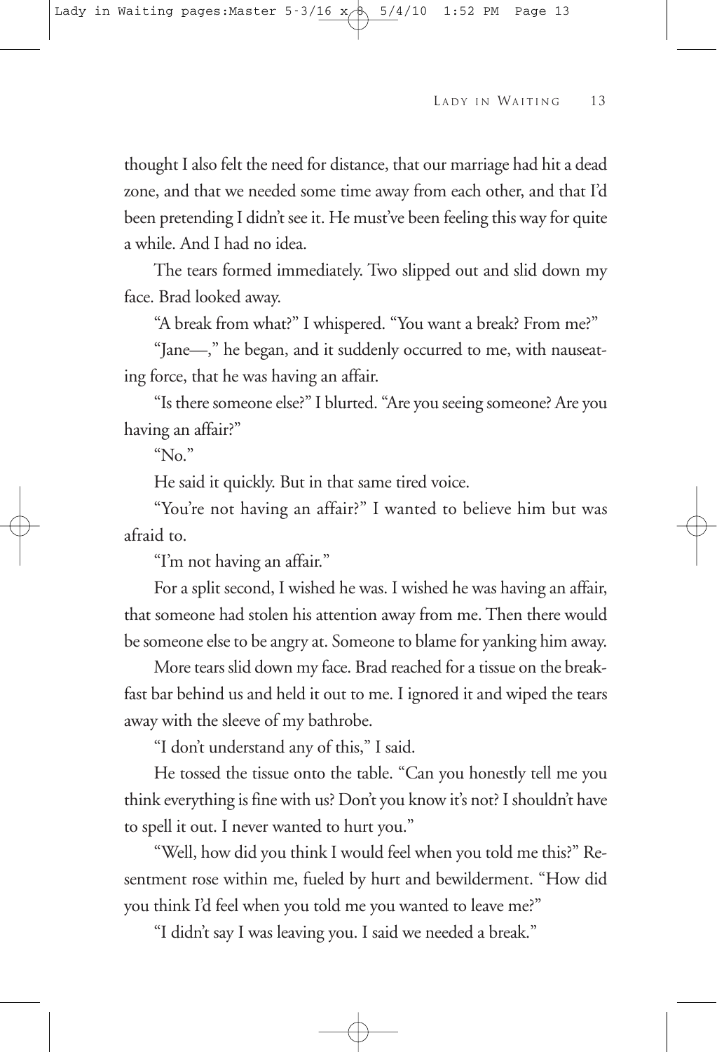thought I also felt the need for distance, that our marriage had hit a dead zone, and that we needed some time away from each other, and that I'd been pretending I didn't see it. He must've been feeling this way for quite a while. And I had no idea.

The tears formed immediately. Two slipped out and slid down my face. Brad looked away.

"A break from what?" I whispered. "You want a break? From me?"

"Jane—," he began, and it suddenly occurred to me, with nauseating force, that he was having an affair.

"Is there someone else?" I blurted. "Are you seeing someone? Are you having an affair?"

"No."

He said it quickly. But in that same tired voice.

"You're not having an affair?" I wanted to believe him but was afraid to.

"I'm not having an affair."

For a split second, I wished he was. I wished he was having an affair, that someone had stolen his attention away from me. Then there would be someone else to be angry at. Someone to blame for yanking him away.

More tears slid down my face. Brad reached for a tissue on the breakfast bar behind us and held it out to me. I ignored it and wiped the tears away with the sleeve of my bathrobe.

"I don't understand any of this," I said.

He tossed the tissue onto the table. "Can you honestly tell me you think everything is fine with us? Don't you know it's not? I shouldn't have to spell it out. I never wanted to hurt you."

"Well, how did you think I would feel when you told me this?" Resentment rose within me, fueled by hurt and bewilderment. "How did you think I'd feel when you told me you wanted to leave me?"

"I didn't say I was leaving you. I said we needed a break."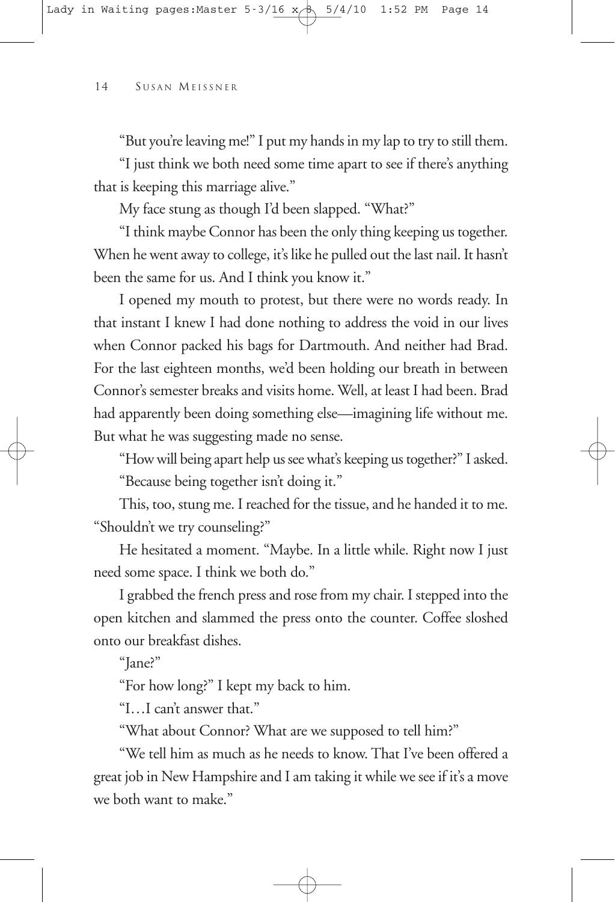"But you're leaving me!" I put my hands in my lap to try to still them.

"I just think we both need some time apart to see if there's anything that is keeping this marriage alive."

My face stung as though I'd been slapped. "What?"

"I think maybe Connor has been the only thing keeping us together. When he went away to college, it's like he pulled out the last nail. It hasn't been the same for us. And I think you know it."

I opened my mouth to protest, but there were no words ready. In that instant I knew I had done nothing to address the void in our lives when Connor packed his bags for Dartmouth. And neither had Brad. For the last eighteen months, we'd been holding our breath in between Connor's semester breaks and visits home. Well, at least I had been. Brad had apparently been doing something else—imagining life without me. But what he was suggesting made no sense.

"How will being apart help us see what's keeping us together?" I asked.

"Because being together isn't doing it."

This, too, stung me. I reached for the tissue, and he handed it to me. "Shouldn't we try counseling?"

He hesitated a moment. "Maybe. In a little while. Right now I just need some space. I think we both do."

I grabbed the french press and rose from my chair. I stepped into the open kitchen and slammed the press onto the counter. Coffee sloshed onto our breakfast dishes.

"Jane?"

"For how long?" I kept my back to him.

"I…I can't answer that."

"What about Connor? What are we supposed to tell him?"

"We tell him as much as he needs to know. That I've been offered a great job in New Hampshire and I am taking it while we see if it's a move we both want to make."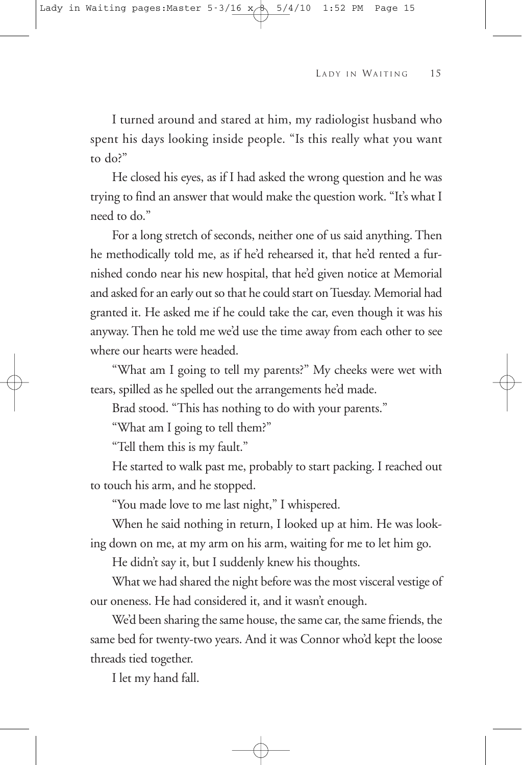I turned around and stared at him, my radiologist husband who spent his days looking inside people. "Is this really what you want to do?"

He closed his eyes, as if I had asked the wrong question and he was trying to find an answer that would make the question work. "It's what I need to do."

For a long stretch of seconds, neither one of us said anything. Then he methodically told me, as if he'd rehearsed it, that he'd rented a furnished condo near his new hospital, that he'd given notice at Memorial and asked for an early out so that he could start on Tuesday. Memorial had granted it. He asked me if he could take the car, even though it was his anyway. Then he told me we'd use the time away from each other to see where our hearts were headed.

"What am I going to tell my parents?" My cheeks were wet with tears, spilled as he spelled out the arrangements he'd made.

Brad stood. "This has nothing to do with your parents."

"What am I going to tell them?"

"Tell them this is my fault."

He started to walk past me, probably to start packing. I reached out to touch his arm, and he stopped.

"You made love to me last night," I whispered.

When he said nothing in return, I looked up at him. He was looking down on me, at my arm on his arm, waiting for me to let him go.

He didn't say it, but I suddenly knew his thoughts.

What we had shared the night before was the most visceral vestige of our oneness. He had considered it, and it wasn't enough.

We'd been sharing the same house, the same car, the same friends, the same bed for twenty-two years. And it was Connor who'd kept the loose threads tied together.

I let my hand fall.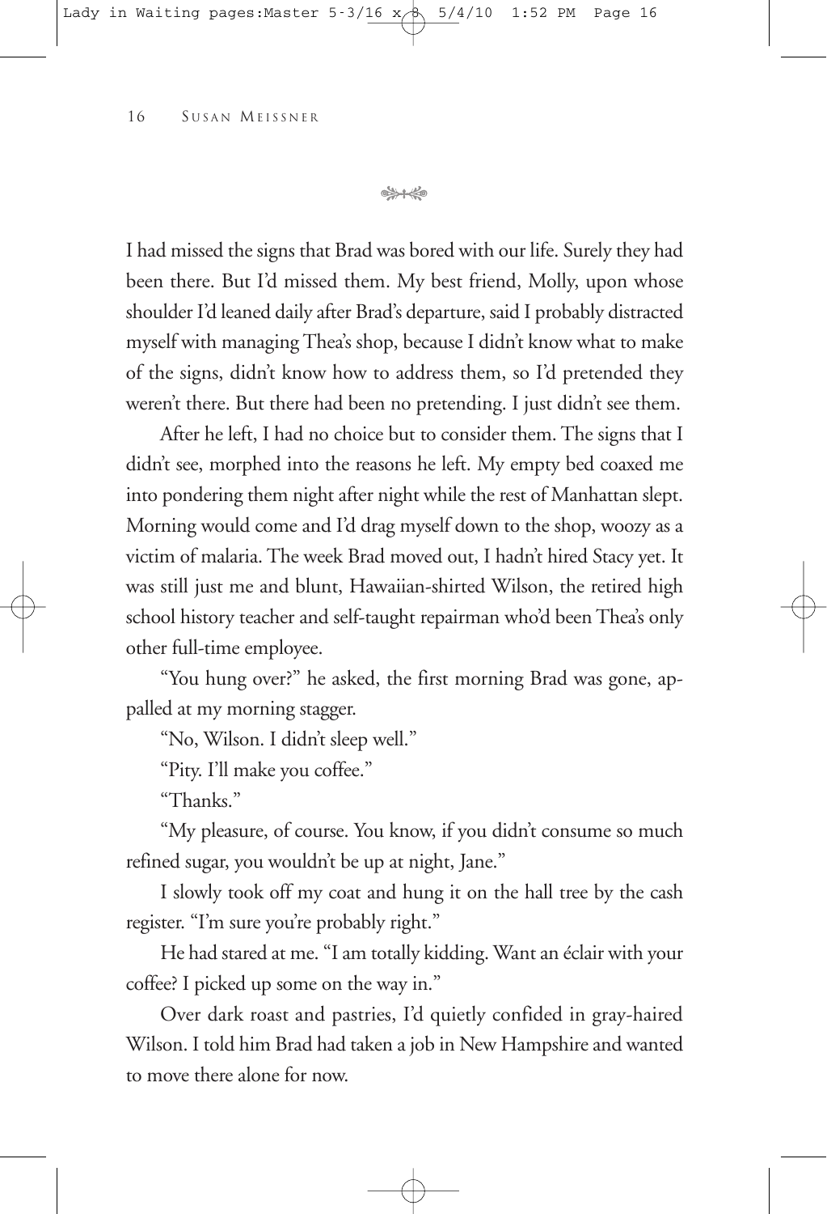I had missed the signs that Brad was bored with our life. Surely they had been there. But I'd missed them. My best friend, Molly, upon whose shoulder I'd leaned daily after Brad's departure, said I probably distracted myself with managing Thea's shop, because I didn't know what to make of the signs, didn't know how to address them, so I'd pretended they weren't there. But there had been no pretending. I just didn't see them.

After he left, I had no choice but to consider them. The signs that I didn't see, morphed into the reasons he left. My empty bed coaxed me into pondering them night after night while the rest of Manhattan slept. Morning would come and I'd drag myself down to the shop, woozy as a victim of malaria. The week Brad moved out, I hadn't hired Stacy yet. It was still just me and blunt, Hawaiian-shirted Wilson, the retired high school history teacher and self-taught repairman who'd been Thea's only other full-time employee.

"You hung over?" he asked, the first morning Brad was gone, appalled at my morning stagger.

"No, Wilson. I didn't sleep well."

"Pity. I'll make you coffee."

"Thanks."

"My pleasure, of course. You know, if you didn't consume so much refined sugar, you wouldn't be up at night, Jane."

I slowly took off my coat and hung it on the hall tree by the cash register. "I'm sure you're probably right."

He had stared at me. "I am totally kidding. Want an éclair with your coffee? I picked up some on the way in."

Over dark roast and pastries, I'd quietly confided in gray-haired Wilson. I told him Brad had taken a job in New Hampshire and wanted to move there alone for now.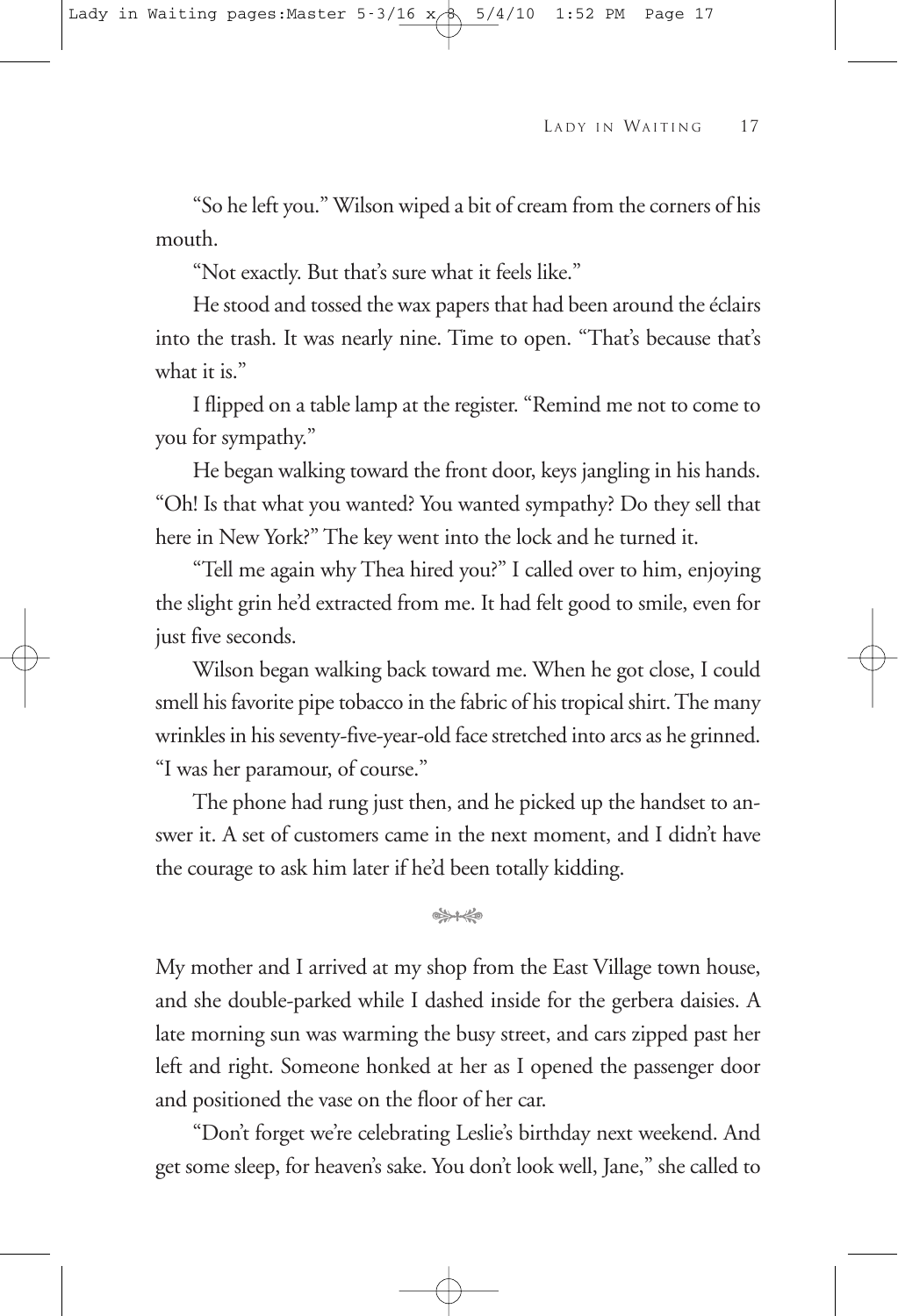"So he left you." Wilson wiped a bit of cream from the corners of his mouth.

"Not exactly. But that's sure what it feels like."

He stood and tossed the wax papers that had been around the éclairs into the trash. It was nearly nine. Time to open. "That's because that's what it is."

I flipped on a table lamp at the register. "Remind me not to come to you for sympathy."

He began walking toward the front door, keys jangling in his hands. "Oh! Is that what you wanted? You wanted sympathy? Do they sell that here in New York?" The key went into the lock and he turned it.

"Tell me again why Thea hired you?" I called over to him, enjoying the slight grin he'd extracted from me. It had felt good to smile, even for just five seconds.

Wilson began walking back toward me. When he got close, I could smell his favorite pipe tobacco in the fabric of his tropical shirt. The many wrinkles in his seventy-five-year-old face stretched into arcs as he grinned. "I was her paramour, of course."

The phone had rung just then, and he picked up the handset to answer it. A set of customers came in the next moment, and I didn't have the courage to ask him later if he'd been totally kidding.

My mother and I arrived at my shop from the East Village town house, and she double-parked while I dashed inside for the gerbera daisies. A late morning sun was warming the busy street, and cars zipped past her left and right. Someone honked at her as I opened the passenger door and positioned the vase on the floor of her car.

"Don't forget we're celebrating Leslie's birthday next weekend. And get some sleep, for heaven's sake. You don't look well, Jane," she called to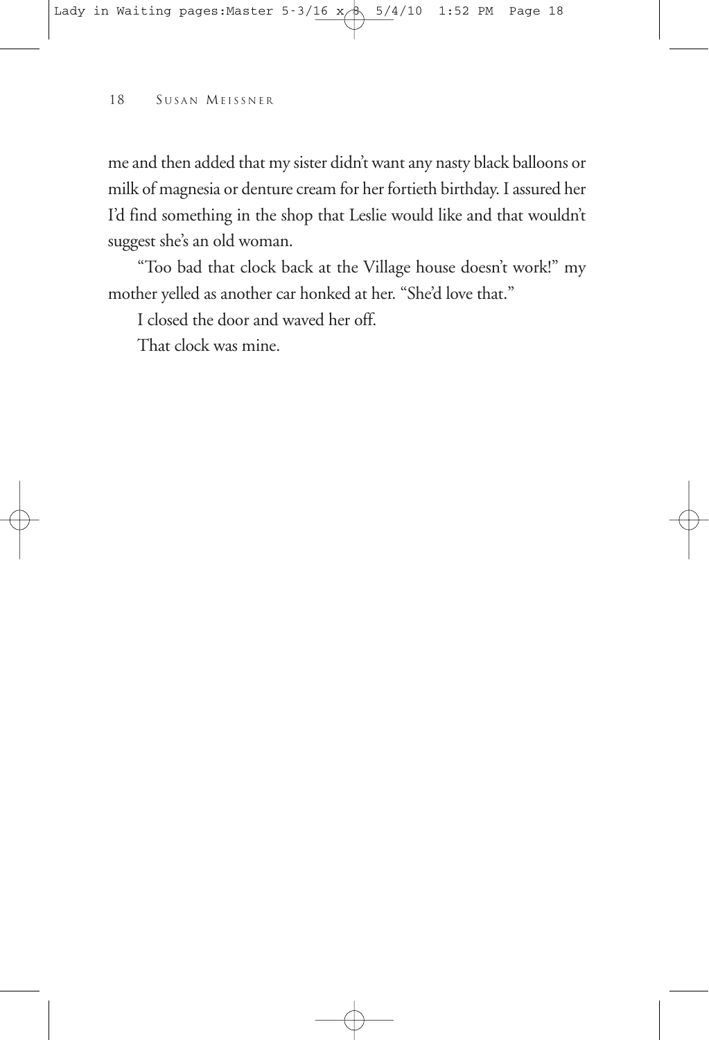me and then added that my sister didn't want any nasty black balloons or milk of magnesia or denture cream for her fortieth birthday. I assured her I'd find something in the shop that Leslie would like and that wouldn't suggest she's an old woman.

"Too bad that clock back at the Village house doesn't work!" my mother yelled as another car honked at her. "She'd love that."

I closed the door and waved her off.

That clock was mine.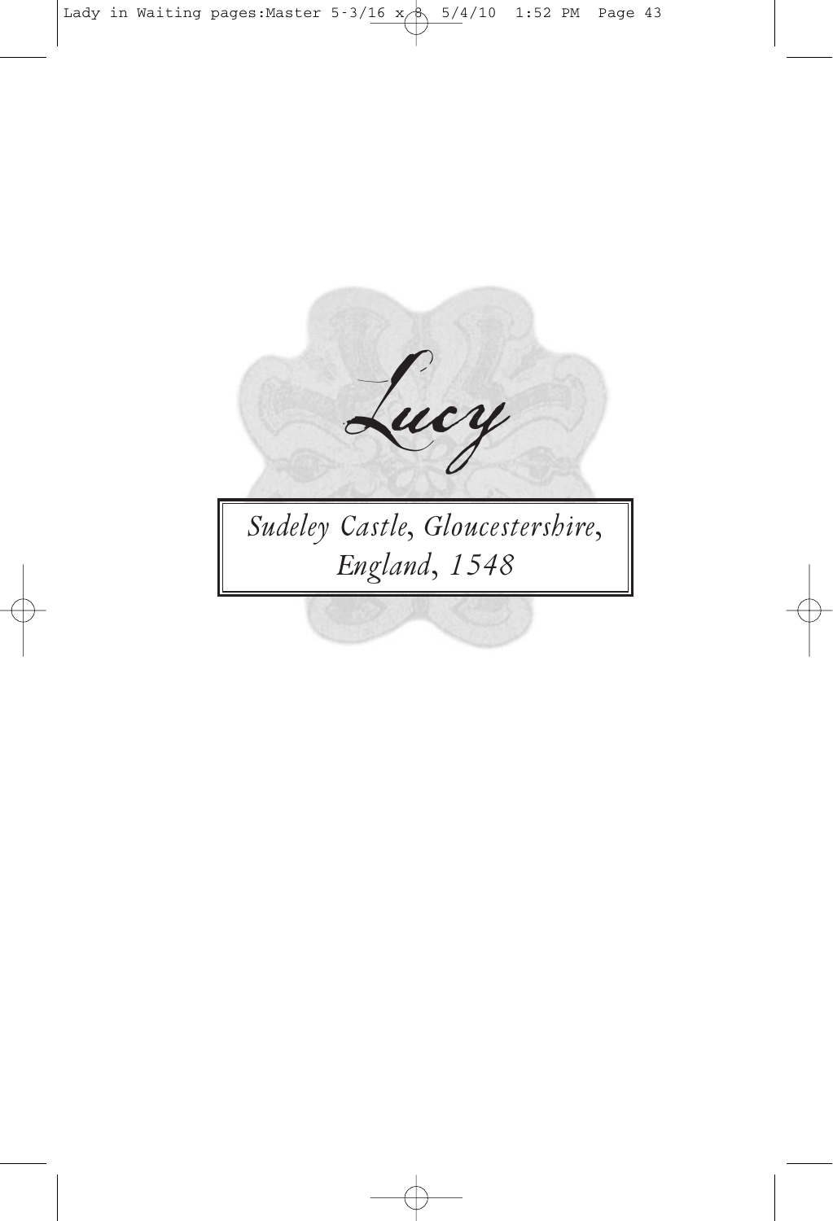# Lucy

*Sudeley Castle, Gloucestershire, England, 1548*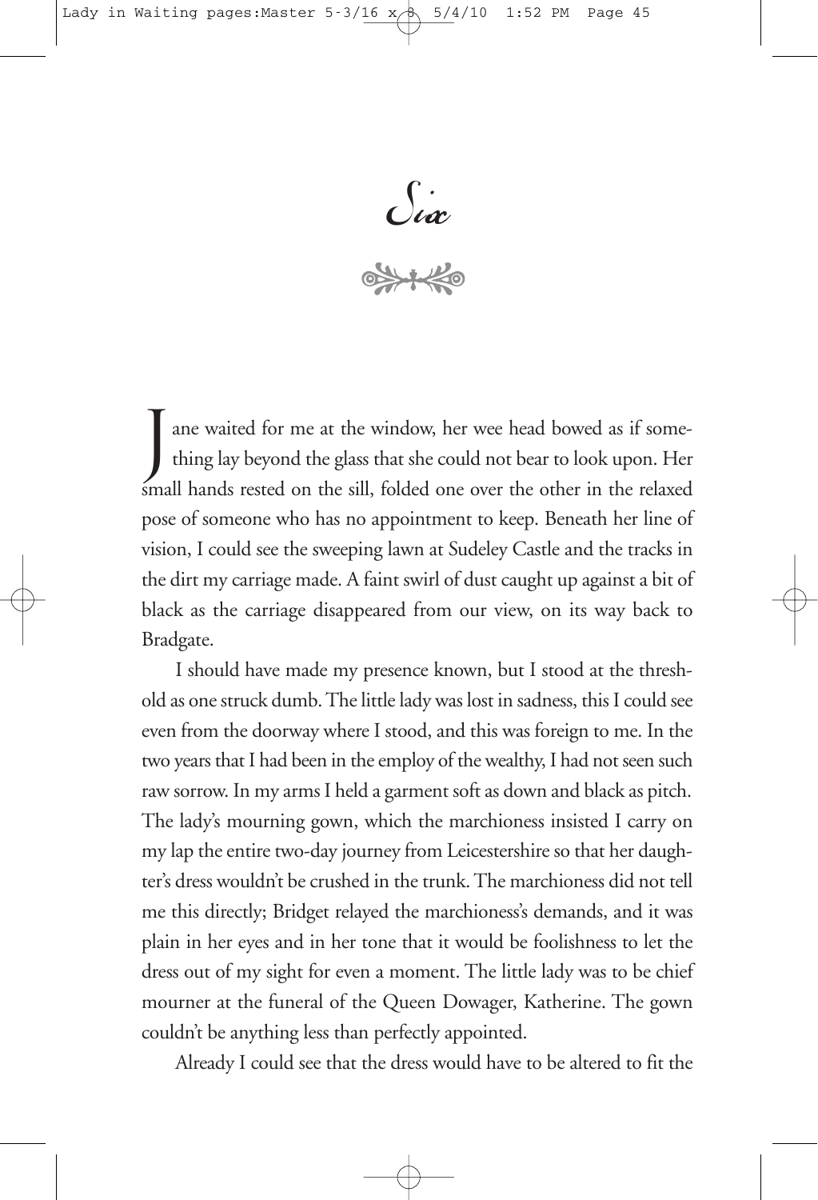# Six

Jane waited for me at the window, her wee head bowed as if something lay beyond the glass that she could not bear to look upon. Her small hands rested on the sill, folded one over the other in the relaxed pose of someone who has no appointment to keep. Beneath her line of vision, I could see the sweeping lawn at Sudeley Castle and the tracks in the dirt my carriage made. A faint swirl of dust caught up against a bit of black as the carriage disappeared from our view, on its way back to Bradgate.

I should have made my presence known, but I stood at the threshold as one struck dumb. The little lady was lost in sadness, this I could see even from the doorway where I stood, and this was foreign to me. In the two years that I had been in the employ of the wealthy, I had not seen such raw sorrow. In my arms I held a garment soft as down and black as pitch. The lady's mourning gown, which the marchioness insisted I carry on my lap the entire two-day journey from Leicestershire so that her daughter's dress wouldn't be crushed in the trunk. The marchioness did not tell me this directly; Bridget relayed the marchioness's demands, and it was plain in her eyes and in her tone that it would be foolishness to let the dress out of my sight for even a moment. The little lady was to be chief mourner at the funeral of the Queen Dowager, Katherine. The gown couldn't be anything less than perfectly appointed.

Already I could see that the dress would have to be altered to fit the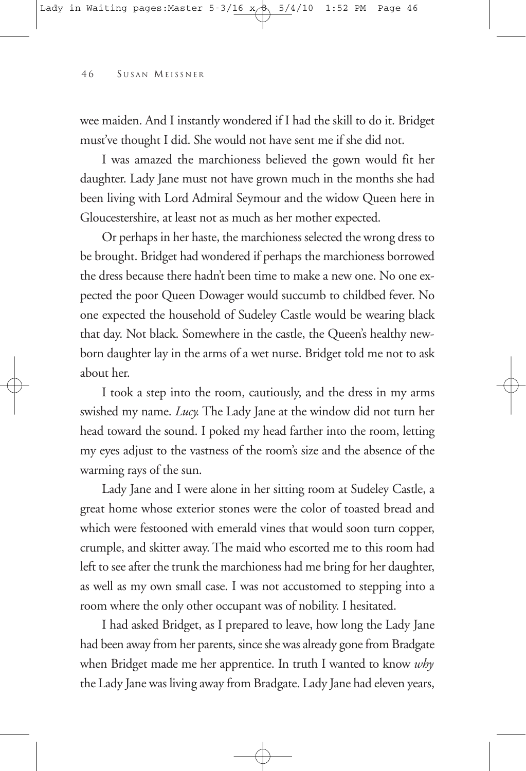wee maiden. And I instantly wondered if I had the skill to do it. Bridget must've thought I did. She would not have sent me if she did not.

I was amazed the marchioness believed the gown would fit her daughter. Lady Jane must not have grown much in the months she had been living with Lord Admiral Seymour and the widow Queen here in Gloucestershire, at least not as much as her mother expected.

Or perhaps in her haste, the marchioness selected the wrong dress to be brought. Bridget had wondered if perhaps the marchioness borrowed the dress because there hadn't been time to make a new one. No one expected the poor Queen Dowager would succumb to childbed fever. No one expected the household of Sudeley Castle would be wearing black that day. Not black. Somewhere in the castle, the Queen's healthy newborn daughter lay in the arms of a wet nurse. Bridget told me not to ask about her.

I took a step into the room, cautiously, and the dress in my arms swished my name. *Lucy.* The Lady Jane at the window did not turn her head toward the sound. I poked my head farther into the room, letting my eyes adjust to the vastness of the room's size and the absence of the warming rays of the sun.

Lady Jane and I were alone in her sitting room at Sudeley Castle, a great home whose exterior stones were the color of toasted bread and which were festooned with emerald vines that would soon turn copper, crumple, and skitter away. The maid who escorted me to this room had left to see after the trunk the marchioness had me bring for her daughter, as well as my own small case. I was not accustomed to stepping into a room where the only other occupant was of nobility. I hesitated.

I had asked Bridget, as I prepared to leave, how long the Lady Jane had been away from her parents, since she was already gone from Bradgate when Bridget made me her apprentice. In truth I wanted to know *why* the Lady Jane was living away from Bradgate. Lady Jane had eleven years,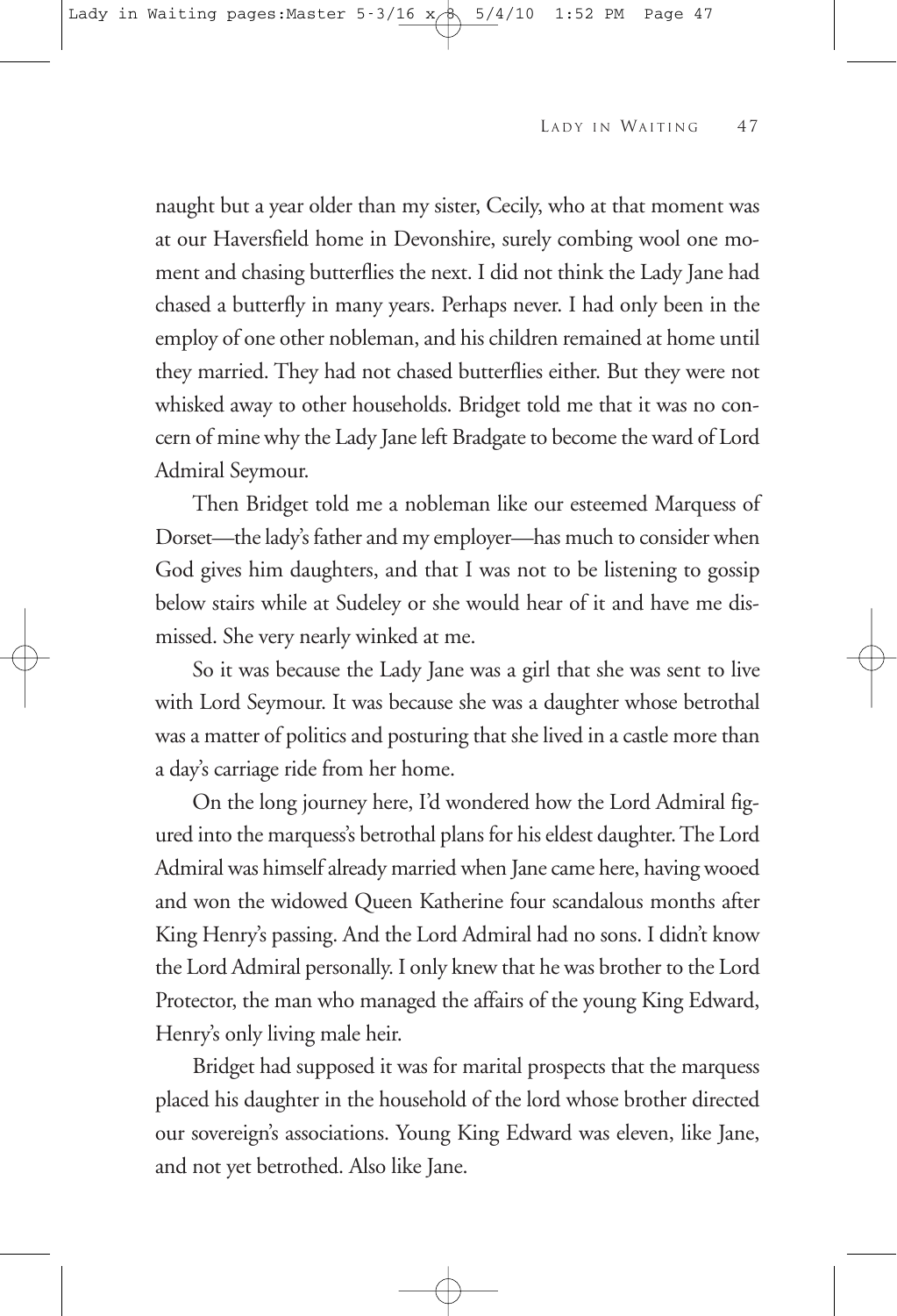naught but a year older than my sister, Cecily, who at that moment was at our Haversfield home in Devonshire, surely combing wool one moment and chasing butterflies the next. I did not think the Lady Jane had chased a butterfly in many years. Perhaps never. I had only been in the employ of one other nobleman, and his children remained at home until they married. They had not chased butterflies either. But they were not whisked away to other households. Bridget told me that it was no concern of mine why the Lady Jane left Bradgate to become the ward of Lord Admiral Seymour.

Then Bridget told me a nobleman like our esteemed Marquess of Dorset—the lady's father and my employer—has much to consider when God gives him daughters, and that I was not to be listening to gossip below stairs while at Sudeley or she would hear of it and have me dismissed. She very nearly winked at me.

So it was because the Lady Jane was a girl that she was sent to live with Lord Seymour. It was because she was a daughter whose betrothal was a matter of politics and posturing that she lived in a castle more than a day's carriage ride from her home.

On the long journey here, I'd wondered how the Lord Admiral figured into the marquess's betrothal plans for his eldest daughter. The Lord Admiral was himself already married when Jane came here, having wooed and won the widowed Queen Katherine four scandalous months after King Henry's passing. And the Lord Admiral had no sons. I didn't know the Lord Admiral personally. I only knew that he was brother to the Lord Protector, the man who managed the affairs of the young King Edward, Henry's only living male heir.

Bridget had supposed it was for marital prospects that the marquess placed his daughter in the household of the lord whose brother directed our sovereign's associations. Young King Edward was eleven, like Jane, and not yet betrothed. Also like Jane.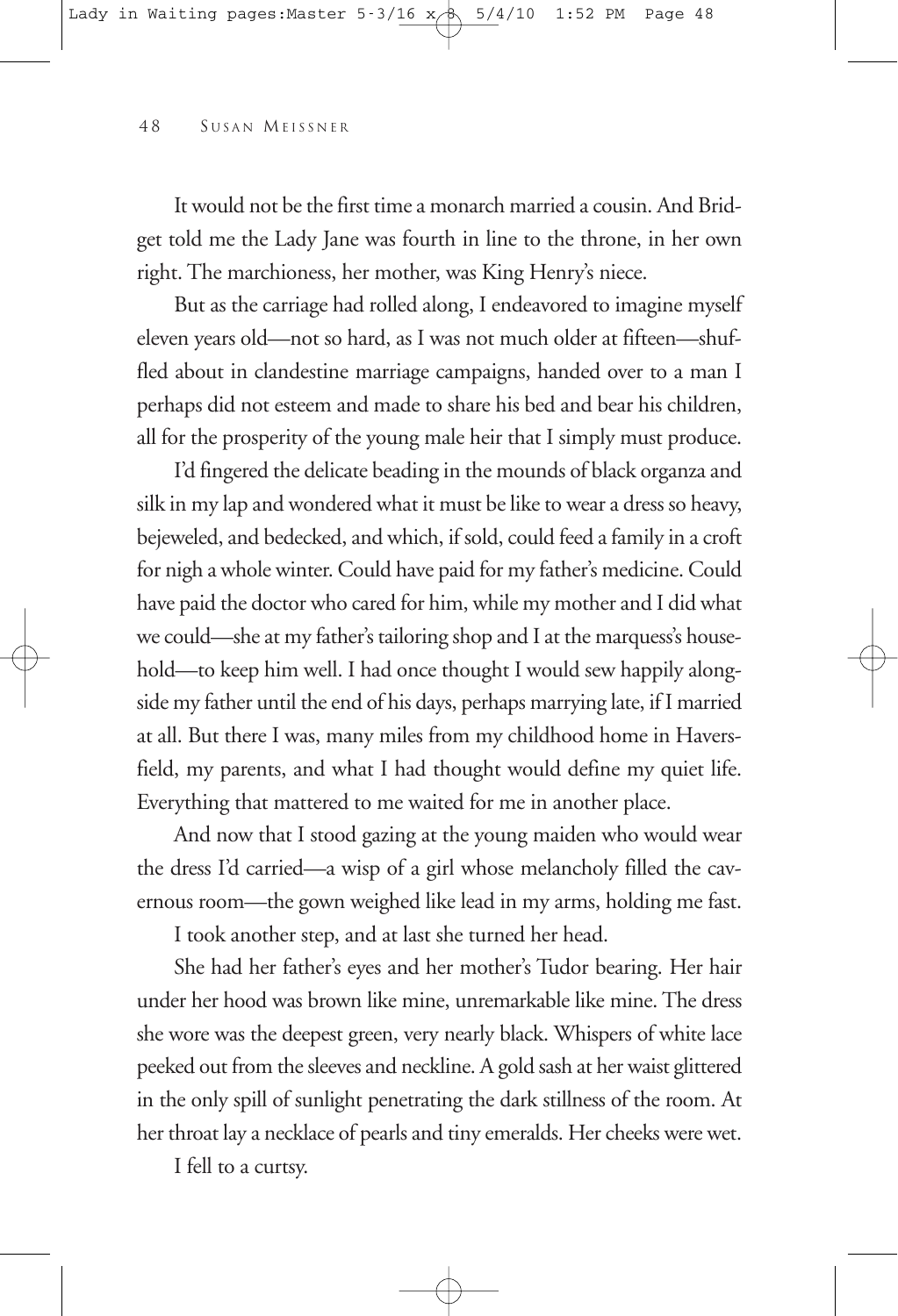It would not be the first time a monarch married a cousin. And Bridget told me the Lady Jane was fourth in line to the throne, in her own right. The marchioness, her mother, was King Henry's niece.

But as the carriage had rolled along, I endeavored to imagine myself eleven years old—not so hard, as I was not much older at fifteen—shuffled about in clandestine marriage campaigns, handed over to a man I perhaps did not esteem and made to share his bed and bear his children, all for the prosperity of the young male heir that I simply must produce.

I'd fingered the delicate beading in the mounds of black organza and silk in my lap and wondered what it must be like to wear a dress so heavy, bejeweled, and bedecked, and which, if sold, could feed a family in a croft for nigh a whole winter. Could have paid for my father's medicine. Could have paid the doctor who cared for him, while my mother and I did what we could—she at my father's tailoring shop and I at the marquess's household—to keep him well. I had once thought I would sew happily alongside my father until the end of his days, perhaps marrying late, if I married at all. But there I was, many miles from my childhood home in Haversfield, my parents, and what I had thought would define my quiet life. Everything that mattered to me waited for me in another place.

And now that I stood gazing at the young maiden who would wear the dress I'd carried—a wisp of a girl whose melancholy filled the cavernous room—the gown weighed like lead in my arms, holding me fast.

I took another step, and at last she turned her head.

She had her father's eyes and her mother's Tudor bearing. Her hair under her hood was brown like mine, unremarkable like mine. The dress she wore was the deepest green, very nearly black. Whispers of white lace peeked out from the sleeves and neckline. A gold sash at her waist glittered in the only spill of sunlight penetrating the dark stillness of the room. At her throat lay a necklace of pearls and tiny emeralds. Her cheeks were wet.

I fell to a curtsy.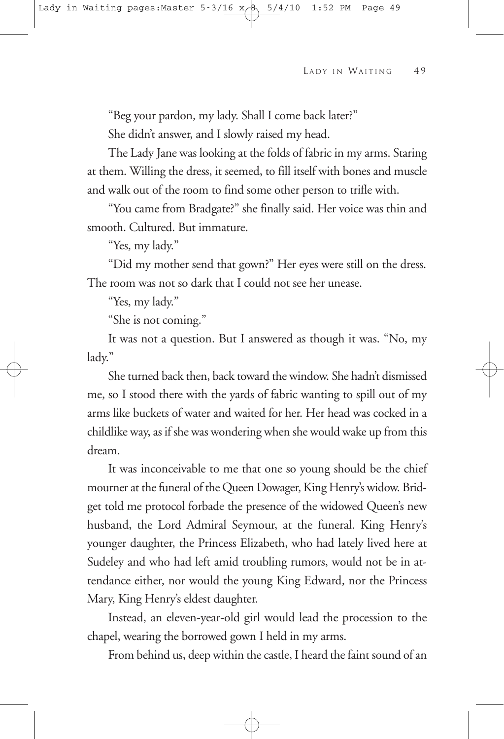"Beg your pardon, my lady. Shall I come back later?"

She didn't answer, and I slowly raised my head.

The Lady Jane was looking at the folds of fabric in my arms. Staring at them. Willing the dress, it seemed, to fill itself with bones and muscle and walk out of the room to find some other person to trifle with.

"You came from Bradgate?" she finally said. Her voice was thin and smooth. Cultured. But immature.

"Yes, my lady."

"Did my mother send that gown?" Her eyes were still on the dress. The room was not so dark that I could not see her unease.

"Yes, my lady."

"She is not coming."

It was not a question. But I answered as though it was. "No, my lady."

She turned back then, back toward the window. She hadn't dismissed me, so I stood there with the yards of fabric wanting to spill out of my arms like buckets of water and waited for her. Her head was cocked in a childlike way, as if she was wondering when she would wake up from this dream.

It was inconceivable to me that one so young should be the chief mourner at the funeral of the Queen Dowager, King Henry's widow. Bridget told me protocol forbade the presence of the widowed Queen's new husband, the Lord Admiral Seymour, at the funeral. King Henry's younger daughter, the Princess Elizabeth, who had lately lived here at Sudeley and who had left amid troubling rumors, would not be in attendance either, nor would the young King Edward, nor the Princess Mary, King Henry's eldest daughter.

Instead, an eleven-year-old girl would lead the procession to the chapel, wearing the borrowed gown I held in my arms.

From behind us, deep within the castle, I heard the faint sound of an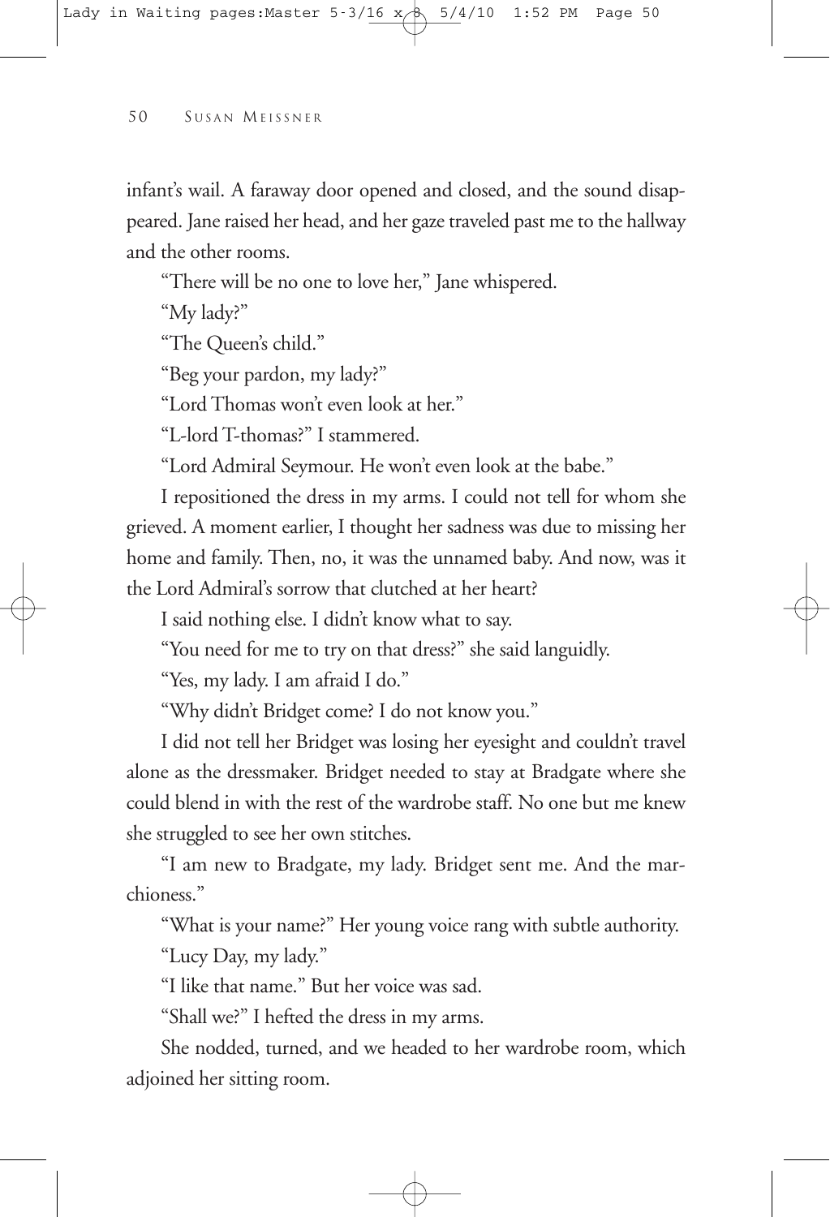infant's wail. A faraway door opened and closed, and the sound disappeared. Jane raised her head, and her gaze traveled past me to the hallway and the other rooms.

"There will be no one to love her," Jane whispered.

"My lady?"

"The Queen's child."

"Beg your pardon, my lady?"

"Lord Thomas won't even look at her."

"L-lord T-thomas?" I stammered.

"Lord Admiral Seymour. He won't even look at the babe."

I repositioned the dress in my arms. I could not tell for whom she grieved. A moment earlier, I thought her sadness was due to missing her home and family. Then, no, it was the unnamed baby. And now, was it the Lord Admiral's sorrow that clutched at her heart?

I said nothing else. I didn't know what to say.

"You need for me to try on that dress?" she said languidly.

"Yes, my lady. I am afraid I do."

"Why didn't Bridget come? I do not know you."

I did not tell her Bridget was losing her eyesight and couldn't travel alone as the dressmaker. Bridget needed to stay at Bradgate where she could blend in with the rest of the wardrobe staff. No one but me knew she struggled to see her own stitches.

"I am new to Bradgate, my lady. Bridget sent me. And the marchioness."

"What is your name?" Her young voice rang with subtle authority.

"Lucy Day, my lady."

"I like that name." But her voice was sad.

"Shall we?" I hefted the dress in my arms.

She nodded, turned, and we headed to her wardrobe room, which adjoined her sitting room.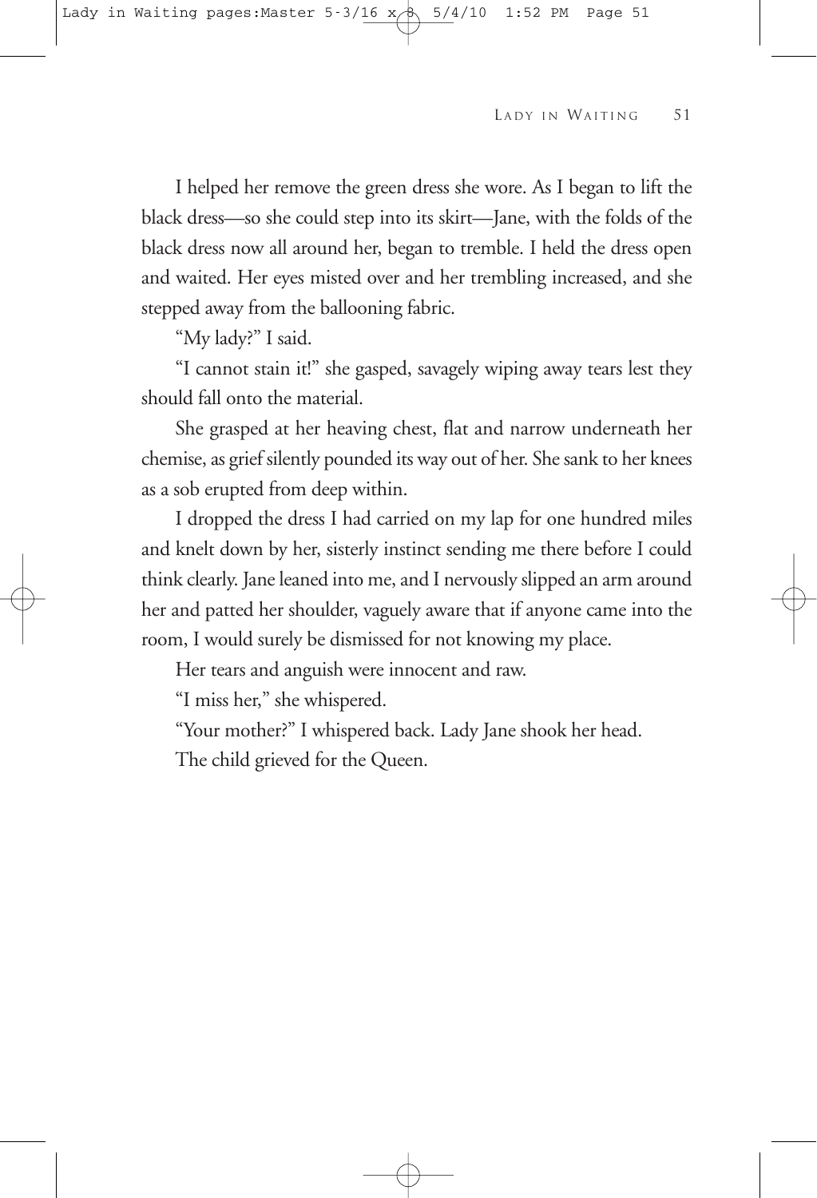I helped her remove the green dress she wore. As I began to lift the black dress—so she could step into its skirt—Jane, with the folds of the black dress now all around her, began to tremble. I held the dress open and waited. Her eyes misted over and her trembling increased, and she stepped away from the ballooning fabric.

"My lady?" I said.

"I cannot stain it!" she gasped, savagely wiping away tears lest they should fall onto the material.

She grasped at her heaving chest, flat and narrow underneath her chemise, as grief silently pounded its way out of her. She sank to her knees as a sob erupted from deep within.

I dropped the dress I had carried on my lap for one hundred miles and knelt down by her, sisterly instinct sending me there before I could think clearly. Jane leaned into me, and I nervously slipped an arm around her and patted her shoulder, vaguely aware that if anyone came into the room, I would surely be dismissed for not knowing my place.

Her tears and anguish were innocent and raw.

"I miss her," she whispered.

"Your mother?" I whispered back. Lady Jane shook her head.

The child grieved for the Queen.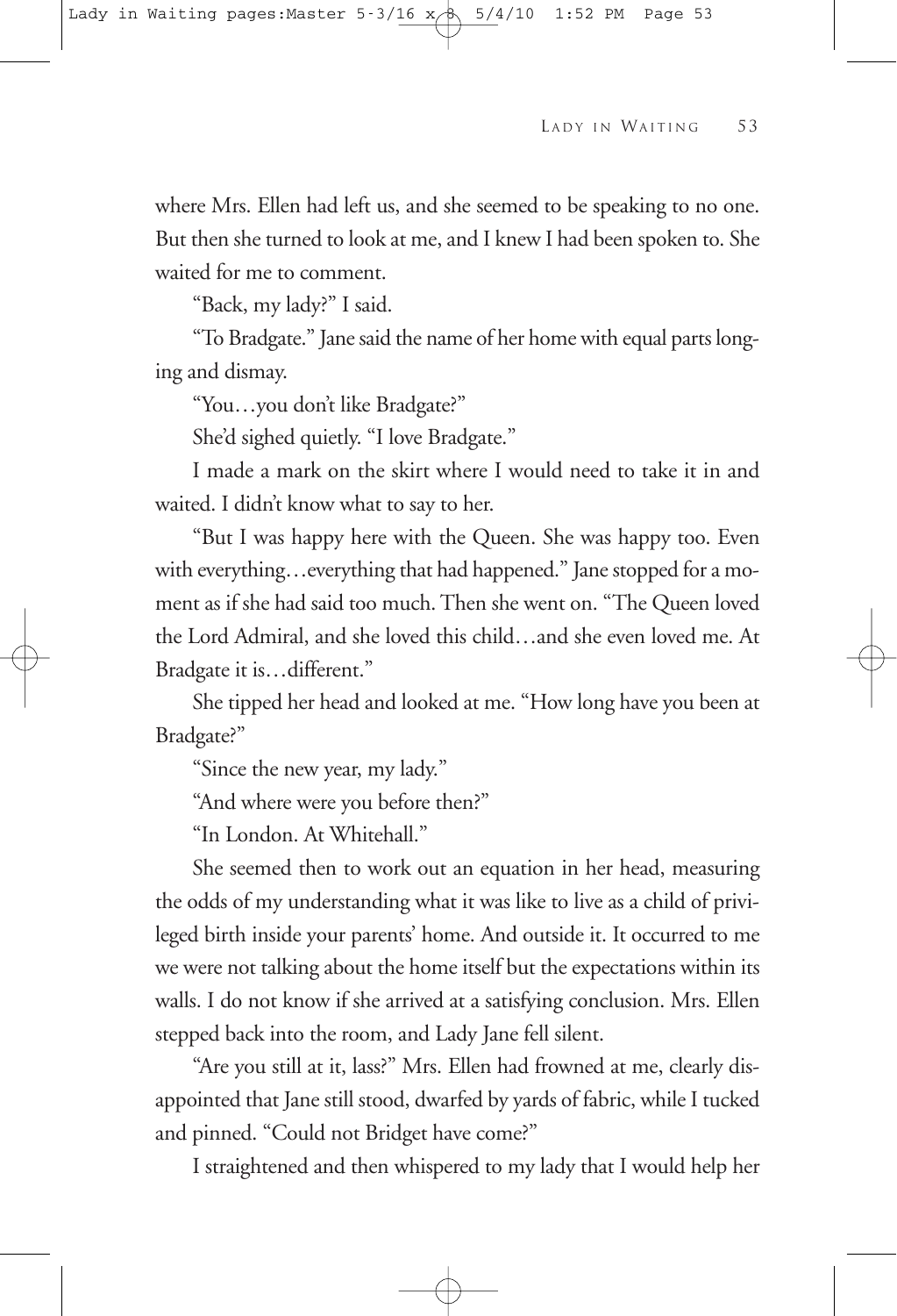where Mrs. Ellen had left us, and she seemed to be speaking to no one. But then she turned to look at me, and I knew I had been spoken to. She waited for me to comment.

"Back, my lady?" I said.

"To Bradgate." Jane said the name of her home with equal parts longing and dismay.

"You…you don't like Bradgate?"

She'd sighed quietly. "I love Bradgate."

I made a mark on the skirt where I would need to take it in and waited. I didn't know what to say to her.

"But I was happy here with the Queen. She was happy too. Even with everything…everything that had happened." Jane stopped for a moment as if she had said too much. Then she went on. "The Queen loved the Lord Admiral, and she loved this child…and she even loved me. At Bradgate it is…different."

She tipped her head and looked at me. "How long have you been at Bradgate?"

"Since the new year, my lady."

"And where were you before then?"

"In London. At Whitehall."

She seemed then to work out an equation in her head, measuring the odds of my understanding what it was like to live as a child of privileged birth inside your parents' home. And outside it. It occurred to me we were not talking about the home itself but the expectations within its walls. I do not know if she arrived at a satisfying conclusion. Mrs. Ellen stepped back into the room, and Lady Jane fell silent.

"Are you still at it, lass?" Mrs. Ellen had frowned at me, clearly disappointed that Jane still stood, dwarfed by yards of fabric, while I tucked and pinned. "Could not Bridget have come?"

I straightened and then whispered to my lady that I would help her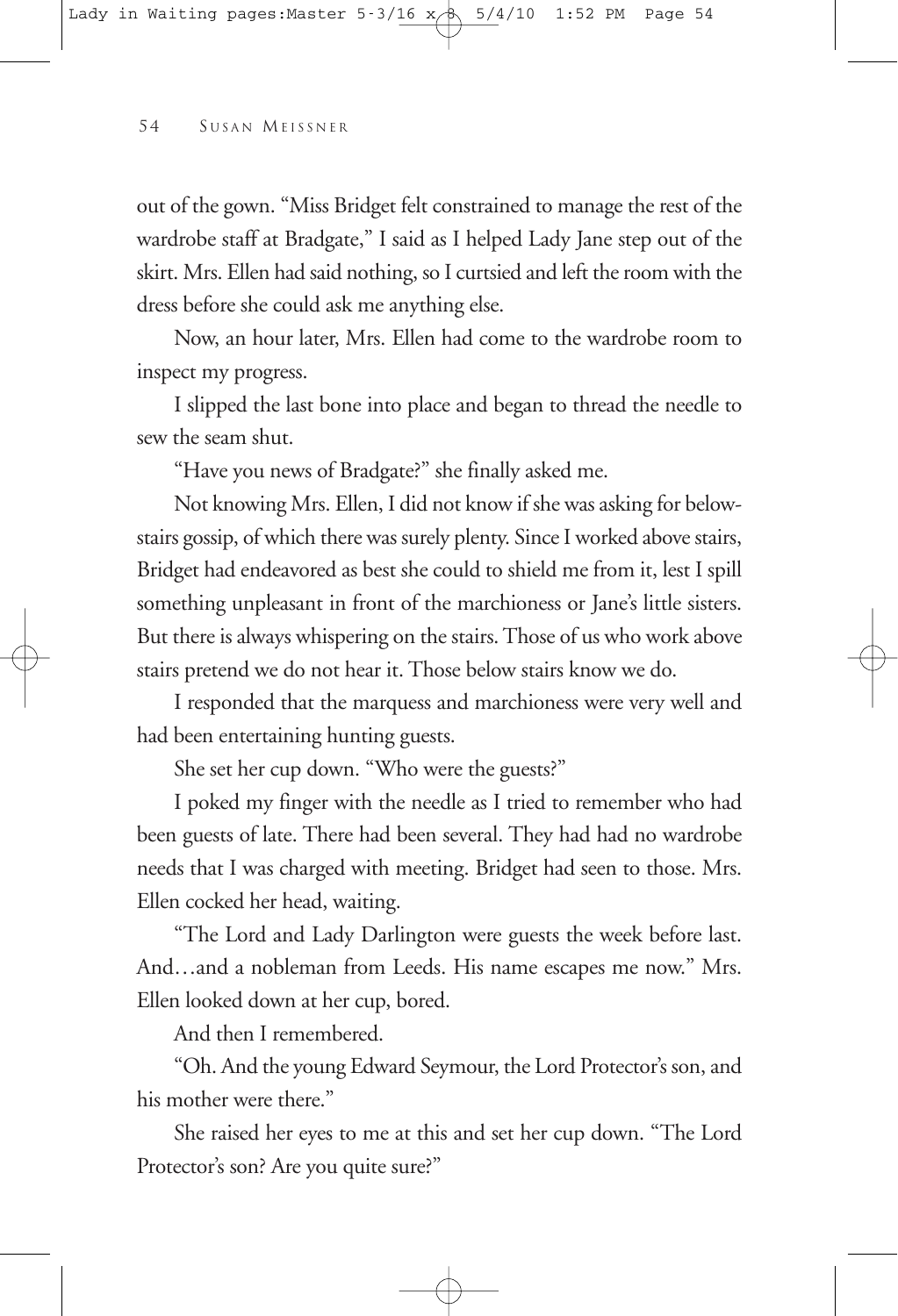out of the gown. "Miss Bridget felt constrained to manage the rest of the wardrobe staff at Bradgate," I said as I helped Lady Jane step out of the skirt. Mrs. Ellen had said nothing, so I curtsied and left the room with the dress before she could ask me anything else.

Now, an hour later, Mrs. Ellen had come to the wardrobe room to inspect my progress.

I slipped the last bone into place and began to thread the needle to sew the seam shut.

"Have you news of Bradgate?" she finally asked me.

Not knowing Mrs. Ellen, I did not know if she was asking for below-stairs gossip, of which there was surely plenty. Since I worked above stairs, Bridget had endeavored as best she could to shield me from it, lest I spill something unpleasant in front of the marchioness or Jane's little sisters. But there is always whispering on the stairs. Those of us who work above stairs pretend we do not hear it. Those below stairs know we do.

I responded that the marquess and marchioness were very well and had been entertaining hunting guests.

She set her cup down. "Who were the guests?"

I poked my finger with the needle as I tried to remember who had been guests of late. There had been several. They had had no wardrobe needs that I was charged with meeting. Bridget had seen to those. Mrs. Ellen cocked her head, waiting.

"The Lord and Lady Darlington were guests the week before last. And…and a nobleman from Leeds. His name escapes me now." Mrs. Ellen looked down at her cup, bored.

And then I remembered.

"Oh. And the young Edward Seymour, the Lord Protector's son, and his mother were there."

She raised her eyes to me at this and set her cup down. "The Lord Protector's son? Are you quite sure?"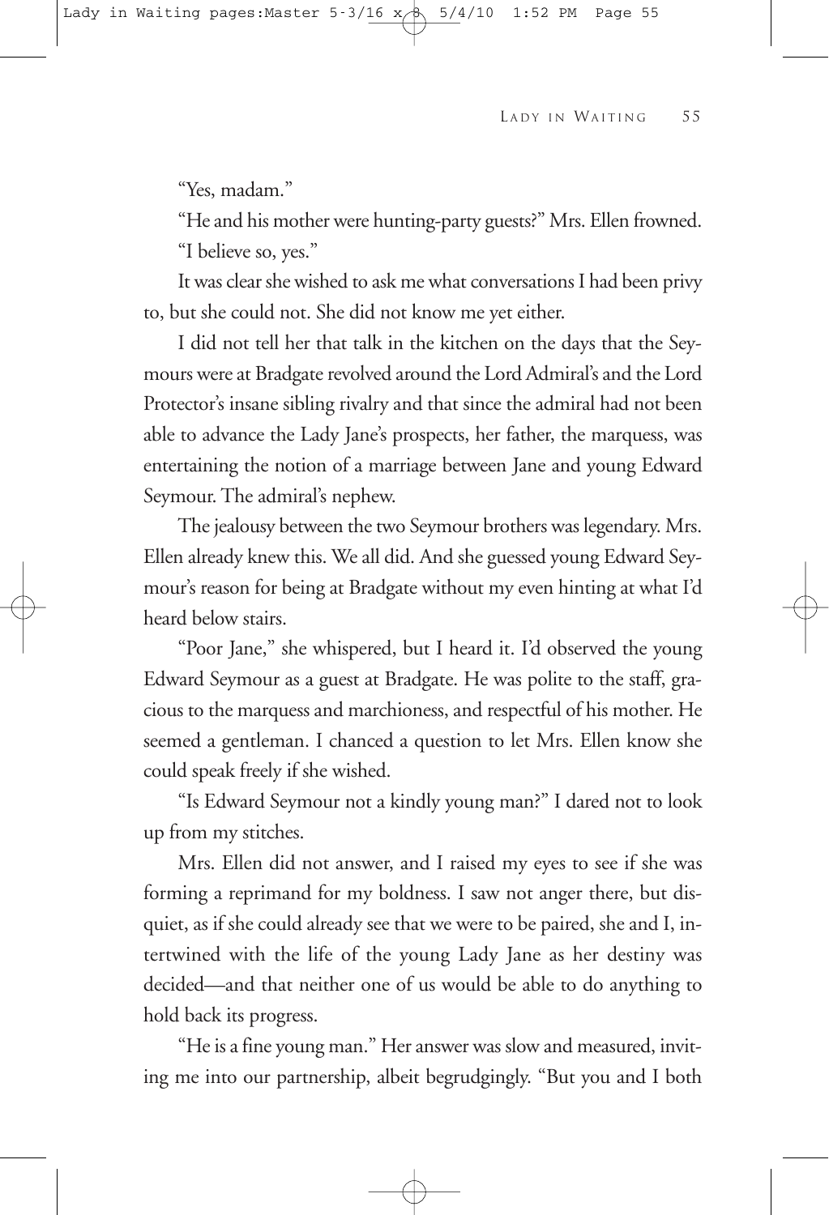"Yes, madam."

"He and his mother were hunting-party guests?" Mrs. Ellen frowned.

"I believe so, yes."

It was clear she wished to ask me what conversations I had been privy to, but she could not. She did not know me yet either.

I did not tell her that talk in the kitchen on the days that the Seymours were at Bradgate revolved around the Lord Admiral's and the Lord Protector's insane sibling rivalry and that since the admiral had not been able to advance the Lady Jane's prospects, her father, the marquess, was entertaining the notion of a marriage between Jane and young Edward Seymour. The admiral's nephew.

The jealousy between the two Seymour brothers was legendary. Mrs. Ellen already knew this. We all did. And she guessed young Edward Seymour's reason for being at Bradgate without my even hinting at what I'd heard below stairs.

"Poor Jane," she whispered, but I heard it. I'd observed the young Edward Seymour as a guest at Bradgate. He was polite to the staff, gracious to the marquess and marchioness, and respectful of his mother. He seemed a gentleman. I chanced a question to let Mrs. Ellen know she could speak freely if she wished.

"Is Edward Seymour not a kindly young man?" I dared not to look up from my stitches.

Mrs. Ellen did not answer, and I raised my eyes to see if she was forming a reprimand for my boldness. I saw not anger there, but disquiet, as if she could already see that we were to be paired, she and I, intertwined with the life of the young Lady Jane as her destiny was decided—and that neither one of us would be able to do anything to hold back its progress.

"He is a fine young man." Her answer was slow and measured, inviting me into our partnership, albeit begrudgingly. "But you and I both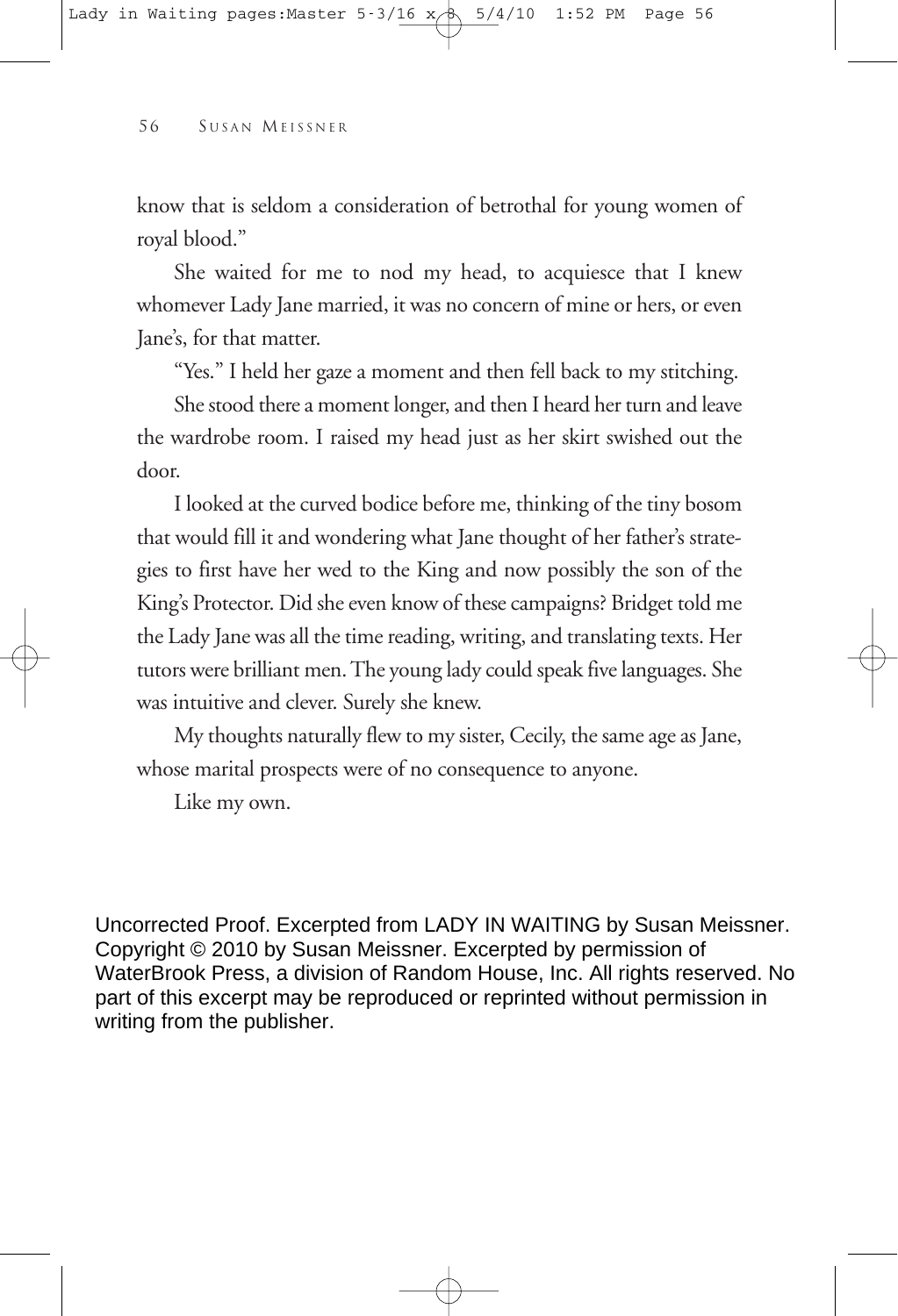know that is seldom a consideration of betrothal for young women of royal blood."

She waited for me to nod my head, to acquiesce that I knew whomever Lady Jane married, it was no concern of mine or hers, or even Jane's, for that matter.

"Yes." I held her gaze a moment and then fell back to my stitching.

She stood there a moment longer, and then I heard her turn and leave the wardrobe room. I raised my head just as her skirt swished out the door.

I looked at the curved bodice before me, thinking of the tiny bosom that would fill it and wondering what Jane thought of her father's strategies to first have her wed to the King and now possibly the son of the King's Protector. Did she even know of these campaigns? Bridget told me the Lady Jane was all the time reading, writing, and translating texts. Her tutors were brilliant men. The young lady could speak five languages. She was intuitive and clever. Surely she knew.

My thoughts naturally flew to my sister, Cecily, the same age as Jane, whose marital prospects were of no consequence to anyone.

Like my own.

Uncorrected Proof. Excerpted from LADY IN WAITING by Susan Meissner. Copyright © 2010 by Susan Meissner. Excerpted by permission of WaterBrook Press, a division of Random House, Inc. All rights reserved. No part of this excerpt may be reproduced or reprinted without permission in writing from the publisher.